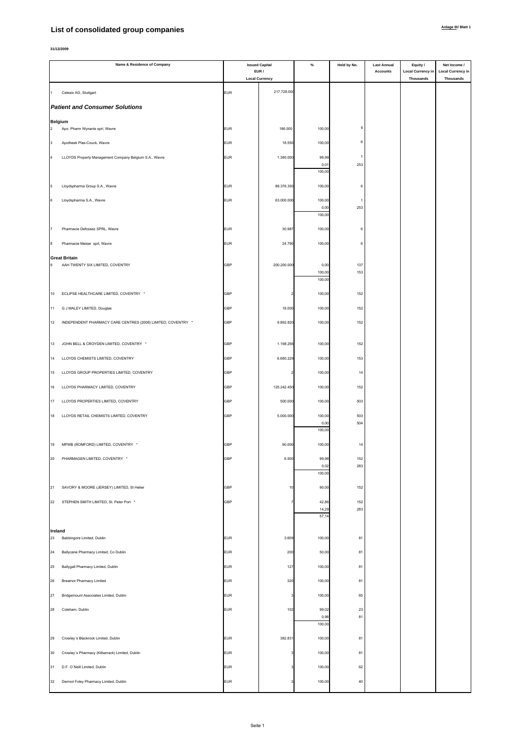# List of consolidated group companies

Anlage III/ Blatt 1

31/12/2009

| | Name & Residence of Company | Issued Capital EUR / Local Currency | | % | Held by No. | Last Annual Accounts | Equity / Local Currency in Thousands | Net Income / Local Currency in Thousands |
|---|---|---|---|---|---|---|---|---|
| 1 | Celesio AG, Stuttgart | EUR | 217.728.000 | | | | | |
| | ***Patient and Consumer Solutions*** | | | | | | | |
| | **Belgium** | | | | | | | |
| 2 | Apo. Pharm Wynants sprl, Wavre | EUR | 186.000 | 100,00 | 6 | | | |
| 3 | Apotheek Plas-Couck, Wavre | EUR | 18.550 | 100,00 | 6 | | | |
| 4 | LLOYDS Property Management Company Belgium S.A., Wavre | EUR | 1.380.000 | 99,99 | 1 | | | |
| | | | | 0,01 | 253 | | | |
| | | | | 100,00 | | | | |
| 5 | Lloydspharma Group S.A., Wavre | EUR | 88.376.393 | 100,00 | 6 | | | |
| 6 | Lloydspharma S.A., Wavre | EUR | 63.000.000 | 100,00 | 1 | | | |
| | | | | 0,00 | 253 | | | |
| | | | | 100,00 | | | | |
| 7 | Pharmacie Defossez SPRL, Wavre | EUR | 30.987 | 100,00 | 6 | | | |
| 8 | Pharmacie Meiser sprl, Wavre | EUR | 24.790 | 100,00 | 6 | | | |
| | **Great Britain** | | | | | | | |
| 9 | AAH TWENTY SIX LIMITED, COVENTRY | GBP | 200.200.000 | 0,00 | 137 | | | |
| | | | | 100,00 | 153 | | | |
| | | | | 100,00 | | | | |
| 10 | ECLIPSE HEALTHCARE LIMITED, COVENTRY * | GBP | 2 | 100,00 | 152 | | | |
| 11 | G J MALEY LIMITED, Douglas | GBP | 18.000 | 100,00 | 152 | | | |
| 12 | INDEPENDENT PHARMACY CARE CENTRES (2008) LIMITED, COVENTRY * | GBP | 9.892.820 | 100,00 | 152 | | | |
| 13 | JOHN BELL & CROYDEN LIMITED, COVENTRY * | GBP | 1.198.256 | 100,00 | 152 | | | |
| 14 | LLOYDS CHEMISTS LIMITED, COVENTRY | GBP | 6.680.229 | 100,00 | 153 | | | |
| 15 | LLOYDS GROUP PROPERTIES LIMITED, COVENTRY | GBP | 2 | 100,00 | 14 | | | |
| 16 | LLOYDS PHARMACY LIMITED, COVENTRY | GBP | 125.242.450 | 100,00 | 152 | | | |
| 17 | LLOYDS PROPERTIES LIMITED, COVENTRY | GBP | 500.000 | 100,00 | 503 | | | |
| 18 | LLOYDS RETAIL CHEMISTS LIMITED, COVENTRY | GBP | 5.000.000 | 100,00 | 503 | | | |
| | | | | 0,00 | 504 | | | |
| | | | | 100,00 | | | | |
| 19 | MPWB (ROMFORD) LIMITED, COVENTRY * | GBP | 90.000 | 100,00 | 14 | | | |
| 20 | PHARMAGEN LIMITED, COVENTRY * | GBP | 6.500 | 99,98 | 152 | | | |
| | | | | 0,02 | 283 | | | |
| | | | | 100,00 | | | | |
| 21 | SAVORY & MOORE (JERSEY) LIMITED, St Helier | GBP | 10 | 90,00 | 152 | | | |
| 22 | STEPHEN SMITH LIMITED, St. Peter Port * | GBP | 7 | 42,86 | 152 | | | |
| | | | | 14,29 | 283 | | | |
| | | | | 57,14 | | | | |
| | **Ireland** | | | | | | | |
| 23 | Babbingore Limited, Dublin | EUR | 3.609 | 100,00 | 81 | | | |
| 24 | Ballycane Pharmacy Limited, Co Dublin | EUR | 200 | 50,00 | 81 | | | |
| 25 | Ballygall Pharmacy Limited, Dublin | EUR | 127 | 100,00 | 81 | | | |
| 26 | Breamor Pharmacy Limited | EUR | 320 | 100,00 | 81 | | | |
| 27 | Bridgemount Associates Limited, Dublin | EUR | 3 | 100,00 | 65 | | | |
| 28 | Coleham, Dublin | EUR | 102 | 99,02 | 23 | | | |
| | | | | 0,98 | 81 | | | |
| | | | | 100,00 | | | | |
| 29 | Crowley´s Blackrock Limited, Dublin | EUR | 382.831 | 100,00 | 81 | | | |
| 30 | Crowley´s Pharmacy (Kilbarrack) Limited, Dublin | EUR | 3 | 100,00 | 81 | | | |
| 31 | D.F. O´Neill Limited, Dublin | EUR | 3 | 100,00 | 62 | | | |
| 32 | Dermot Foley Pharmacy Limited, Dublin | EUR | 3 | 100,00 | 40 | | | |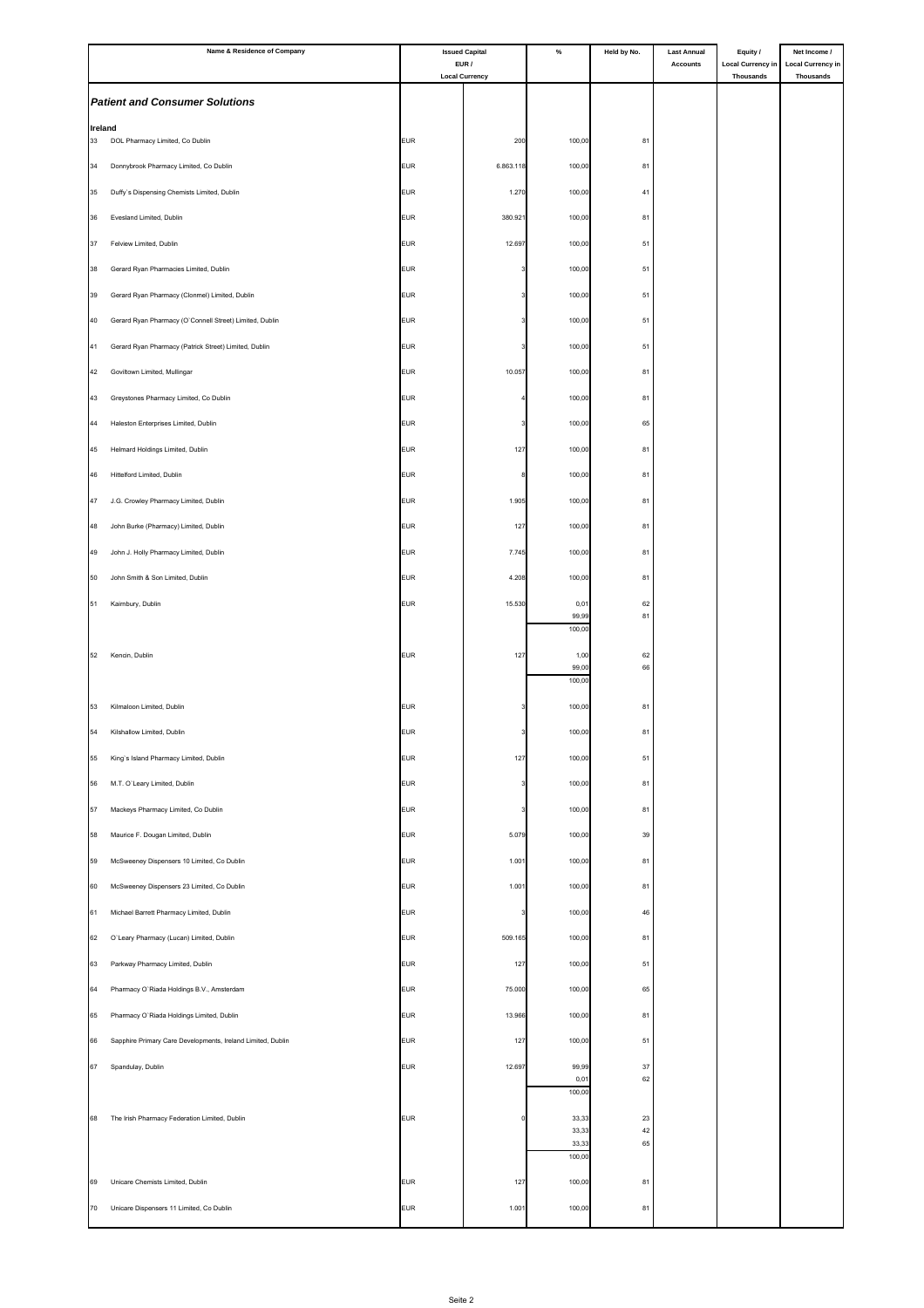| | Name & Residence of Company | Issued Capital EUR / Local Currency | | % | Held by No. | Last Annual Accounts | Equity / Local Currency in Thousands | Net Income / Local Currency in Thousands |
|---|---|---|---|---|---|---|---|---|
| | ***Patient and Consumer Solutions*** | | | | | | | |
| | **Ireland** | | | | | | | |
| 33 | DOL Pharmacy Limited, Co Dublin | EUR | 200 | 100,00 | 81 | | | |
| 34 | Donnybrook Pharmacy Limited, Co Dublin | EUR | 6.863.118 | 100,00 | 81 | | | |
| 35 | Duffy`s Dispensing Chemists Limited, Dublin | EUR | 1.270 | 100,00 | 41 | | | |
| 36 | Evesland Limited, Dublin | EUR | 380.921 | 100,00 | 81 | | | |
| 37 | Felview Limited, Dublin | EUR | 12.697 | 100,00 | 51 | | | |
| 38 | Gerard Ryan Pharmacies Limited, Dublin | EUR | 3 | 100,00 | 51 | | | |
| 39 | Gerard Ryan Pharmacy (Clonmel) Limited, Dublin | EUR | 3 | 100,00 | 51 | | | |
| 40 | Gerard Ryan Pharmacy (O`Connell Street) Limited, Dublin | EUR | 3 | 100,00 | 51 | | | |
| 41 | Gerard Ryan Pharmacy (Patrick Street) Limited, Dublin | EUR | 3 | 100,00 | 51 | | | |
| 42 | Goviltown Limited, Mullingar | EUR | 10.057 | 100,00 | 81 | | | |
| 43 | Greystones Pharmacy Limited, Co Dublin | EUR | 4 | 100,00 | 81 | | | |
| 44 | Haleston Enterprises Limited, Dublin | EUR | 3 | 100,00 | 65 | | | |
| 45 | Helmard Holdings Limited, Dublin | EUR | 127 | 100,00 | 81 | | | |
| 46 | Hittelford Limited, Dublin | EUR | 8 | 100,00 | 81 | | | |
| 47 | J.G. Crowley Pharmacy Limited, Dublin | EUR | 1.905 | 100,00 | 81 | | | |
| 48 | John Burke (Pharmacy) Limited, Dublin | EUR | 127 | 100,00 | 81 | | | |
| 49 | John J. Holly Pharmacy Limited, Dublin | EUR | 7.745 | 100,00 | 81 | | | |
| 50 | John Smith & Son Limited, Dublin | EUR | 4.208 | 100,00 | 81 | | | |
| 51 | Kairnbury, Dublin | EUR | 15.530 | 0,01 | 62 | | | |
| | | | | 99,99 | 81 | | | |
| | | | | 100,00 | | | | |
| 52 | Kencin, Dublin | EUR | 127 | 1,00 | 62 | | | |
| | | | | 99,00 | 66 | | | |
| | | | | 100,00 | | | | |
| 53 | Kilmaloon Limited, Dublin | EUR | 3 | 100,00 | 81 | | | |
| 54 | Kilshallow Limited, Dublin | EUR | 3 | 100,00 | 81 | | | |
| 55 | King`s Island Pharmacy Limited, Dublin | EUR | 127 | 100,00 | 51 | | | |
| 56 | M.T. O`Leary Limited, Dublin | EUR | 3 | 100,00 | 81 | | | |
| 57 | Mackeys Pharmacy Limited, Co Dublin | EUR | 3 | 100,00 | 81 | | | |
| 58 | Maurice F. Dougan Limited, Dublin | EUR | 5.079 | 100,00 | 39 | | | |
| 59 | McSweeney Dispensers 10 Limited, Co Dublin | EUR | 1.001 | 100,00 | 81 | | | |
| 60 | McSweeney Dispensers 23 Limited, Co Dublin | EUR | 1.001 | 100,00 | 81 | | | |
| 61 | Michael Barrett Pharmacy Limited, Dublin | EUR | 3 | 100,00 | 46 | | | |
| 62 | O`Leary Pharmacy (Lucan) Limited, Dublin | EUR | 509.165 | 100,00 | 81 | | | |
| 63 | Parkway Pharmacy Limited, Dublin | EUR | 127 | 100,00 | 51 | | | |
| 64 | Pharmacy O`Riada Holdings B.V., Amsterdam | EUR | 75.000 | 100,00 | 65 | | | |
| 65 | Pharmacy O`Riada Holdings Limited, Dublin | EUR | 13.966 | 100,00 | 81 | | | |
| 66 | Sapphire Primary Care Developments, Ireland Limited, Dublin | EUR | 127 | 100,00 | 51 | | | |
| 67 | Spandulay, Dublin | EUR | 12.697 | 99,99 | 37 | | | |
| | | | | 0,01 | 62 | | | |
| | | | | 100,00 | | | | |
| 68 | The Irish Pharmacy Federation Limited, Dublin | EUR | 0 | 33,33 | 23 | | | |
| | | | | 33,33 | 42 | | | |
| | | | | 33,33 | 65 | | | |
| | | | | 100,00 | | | | |
| 69 | Unicare Chemists Limited, Dublin | EUR | 127 | 100,00 | 81 | | | |
| 70 | Unicare Dispensers 11 Limited, Co Dublin | EUR | 1.001 | 100,00 | 81 | | | |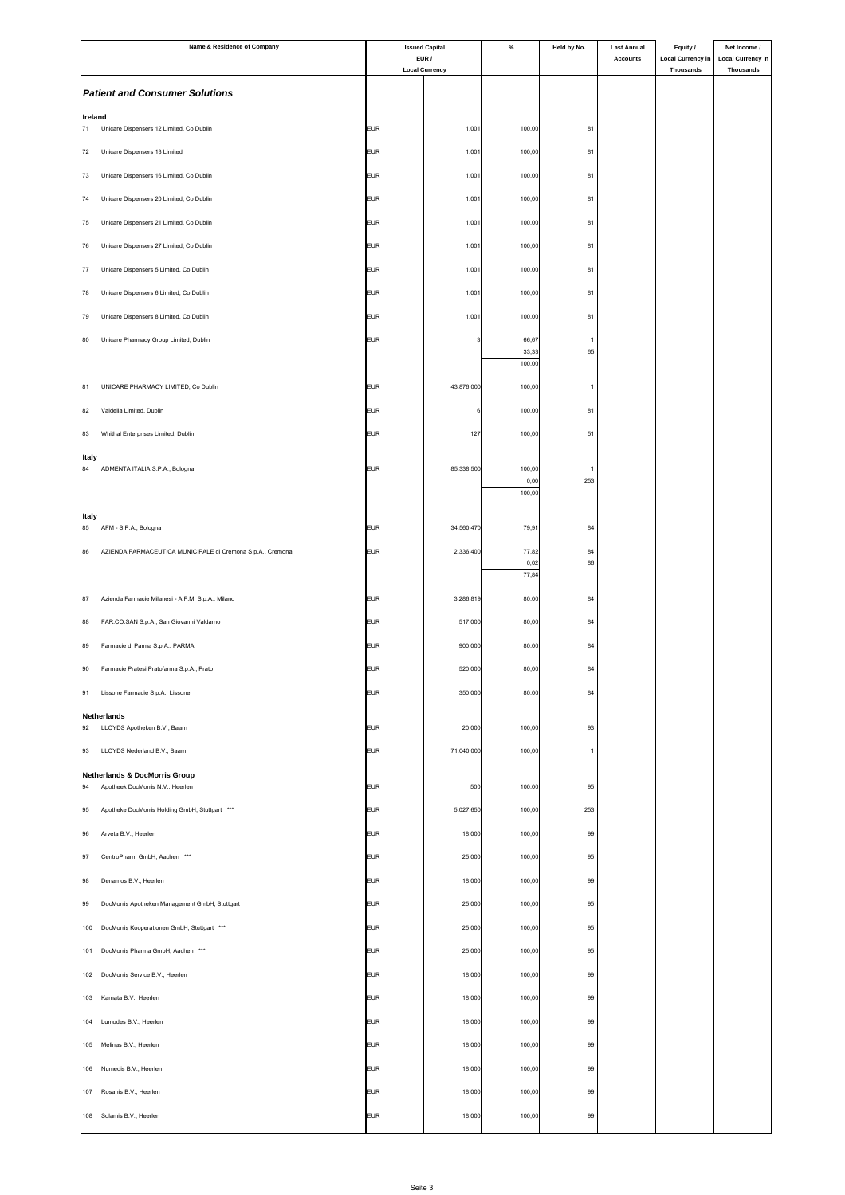| Name & Residence of Company | Issued Capital EUR / Local Currency | | % | Held by No. | Last Annual Accounts | Equity / Local Currency in Thousands | Net Income / Local Currency in Thousands |
|---|---|---|---|---|---|---|---|
| ***Patient and Consumer Solutions*** | | | | | | | |
| **Ireland** | | | | | | | |
| 71 Unicare Dispensers 12 Limited, Co Dublin | EUR | 1.001 | 100,00 | 81 | | | |
| 72 Unicare Dispensers 13 Limited | EUR | 1.001 | 100,00 | 81 | | | |
| 73 Unicare Dispensers 16 Limited, Co Dublin | EUR | 1.001 | 100,00 | 81 | | | |
| 74 Unicare Dispensers 20 Limited, Co Dublin | EUR | 1.001 | 100,00 | 81 | | | |
| 75 Unicare Dispensers 21 Limited, Co Dublin | EUR | 1.001 | 100,00 | 81 | | | |
| 76 Unicare Dispensers 27 Limited, Co Dublin | EUR | 1.001 | 100,00 | 81 | | | |
| 77 Unicare Dispensers 5 Limited, Co Dublin | EUR | 1.001 | 100,00 | 81 | | | |
| 78 Unicare Dispensers 6 Limited, Co Dublin | EUR | 1.001 | 100,00 | 81 | | | |
| 79 Unicare Dispensers 8 Limited, Co Dublin | EUR | 1.001 | 100,00 | 81 | | | |
| 80 Unicare Pharmacy Group Limited, Dublin | EUR | 3 | 66,67 | 1 | | | |
| | | | 33,33 | 65 | | | |
| | | | 100,00 | | | | |
| 81 UNICARE PHARMACY LIMITED, Co Dublin | EUR | 43.876.000 | 100,00 | 1 | | | |
| 82 Valdella Limited, Dublin | EUR | 6 | 100,00 | 81 | | | |
| 83 Whithal Enterprises Limited, Dublin | EUR | 127 | 100,00 | 51 | | | |
| **Italy** | | | | | | | |
| 84 ADMENTA ITALIA S.P.A., Bologna | EUR | 85.338.500 | 100,00 | 1 | | | |
| | | | 0,00 | 253 | | | |
| | | | 100,00 | | | | |
| **Italy** | | | | | | | |
| 85 AFM - S.P.A., Bologna | EUR | 34.560.470 | 79,91 | 84 | | | |
| 86 AZIENDA FARMACEUTICA MUNICIPALE di Cremona S.p.A., Cremona | EUR | 2.336.400 | 77,82 | 84 | | | |
| | | | 0,02 | 86 | | | |
| | | | 77,84 | | | | |
| 87 Azienda Farmacie Milanesi - A.F.M. S.p.A., Milano | EUR | 3.286.819 | 80,00 | 84 | | | |
| 88 FAR.CO.SAN S.p.A., San Giovanni Valdarno | EUR | 517.000 | 80,00 | 84 | | | |
| 89 Farmacie di Parma S.p.A., PARMA | EUR | 900.000 | 80,00 | 84 | | | |
| 90 Farmacie Pratesi Pratofarma S.p.A., Prato | EUR | 520.000 | 80,00 | 84 | | | |
| 91 Lissone Farmacie S.p.A., Lissone | EUR | 350.000 | 80,00 | 84 | | | |
| **Netherlands** | | | | | | | |
| 92 LLOYDS Apotheken B.V., Baarn | EUR | 20.000 | 100,00 | 93 | | | |
| 93 LLOYDS Nederland B.V., Baarn | EUR | 71.040.000 | 100,00 | 1 | | | |
| **Netherlands & DocMorris Group** | | | | | | | |
| 94 Apotheek DocMorris N.V., Heerlen | EUR | 500 | 100,00 | 95 | | | |
| 95 Apotheke DocMorris Holding GmbH, Stuttgart *** | EUR | 5.027.650 | 100,00 | 253 | | | |
| 96 Arveta B.V., Heerlen | EUR | 18.000 | 100,00 | 99 | | | |
| 97 CentroPharm GmbH, Aachen *** | EUR | 25.000 | 100,00 | 95 | | | |
| 98 Denamos B.V., Heerlen | EUR | 18.000 | 100,00 | 99 | | | |
| 99 DocMorris Apotheken Management GmbH, Stuttgart | EUR | 25.000 | 100,00 | 95 | | | |
| 100 DocMorris Kooperationen GmbH, Stuttgart *** | EUR | 25.000 | 100,00 | 95 | | | |
| 101 DocMorris Pharma GmbH, Aachen *** | EUR | 25.000 | 100,00 | 95 | | | |
| 102 DocMorris Service B.V., Heerlen | EUR | 18.000 | 100,00 | 99 | | | |
| 103 Karnata B.V., Heerlen | EUR | 18.000 | 100,00 | 99 | | | |
| 104 Lumodes B.V., Heerlen | EUR | 18.000 | 100,00 | 99 | | | |
| 105 Melinas B.V., Heerlen | EUR | 18.000 | 100,00 | 99 | | | |
| 106 Numedis B.V., Heerlen | EUR | 18.000 | 100,00 | 99 | | | |
| 107 Rosanis B.V., Heerlen | EUR | 18.000 | 100,00 | 99 | | | |
| 108 Solamis B.V., Heerlen | EUR | 18.000 | 100,00 | 99 | | | |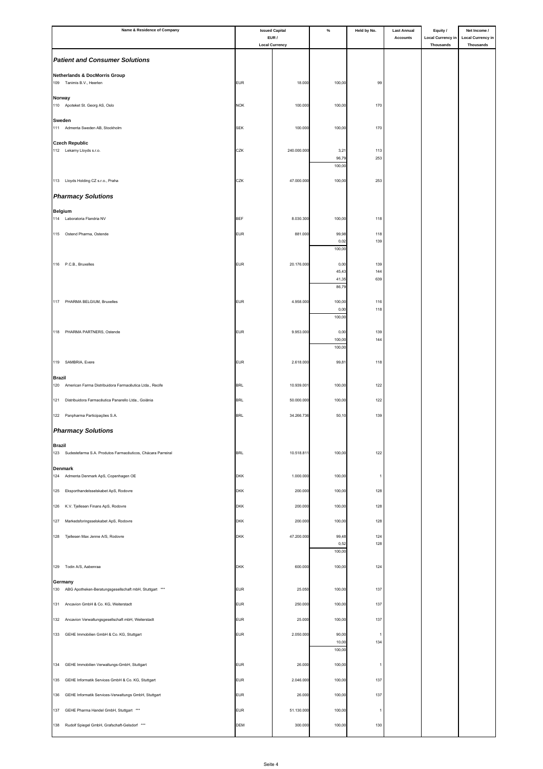| Name & Residence of Company | Issued Capital EUR / Local Currency | | % | Held by No. | Last Annual Accounts | Equity / Local Currency in Thousands | Net Income / Local Currency in Thousands |
|---|---|---|---|---|---|---|---|
| ***Patient and Consumer Solutions*** | | | | | | | |
| **Netherlands & DocMorris Group** | | | | | | | |
| 109 Tanimis B.V., Heerlen | EUR | 18.000 | 100,00 | 99 | | | |
| **Norway** | | | | | | | |
| 110 Apoteket St. Georg AS, Oslo | NOK | 100.000 | 100,00 | 170 | | | |
| **Sweden** | | | | | | | |
| 111 Admenta Sweden AB, Stockholm | SEK | 100.000 | 100,00 | 170 | | | |
| **Czech Republic** | | | | | | | |
| 112 Lekarny Lloyds s.r.o. | CZK | 240.000.000 | 3,21 | 113 | | | |
| | | | 96,79 | 253 | | | |
| | | | 100,00 | | | | |
| 113 Lloyds Holding CZ s.r.o., Praha | CZK | 47.000.000 | 100,00 | 253 | | | |
| ***Pharmacy Solutions*** | | | | | | | |
| **Belgium** | | | | | | | |
| 114 Laboratoria Flandria NV | BEF | 8.030.300 | 100,00 | 118 | | | |
| 115 Ostend Pharma, Ostende | EUR | 881.000 | 99,98 | 118 | | | |
| | | | 0,02 | 139 | | | |
| | | | 100,00 | | | | |
| 116 P.C.B., Bruxelles | EUR | 20.176.000 | 0,00 | 139 | | | |
| | | | 45,43 | 144 | | | |
| | | | 41,35 | 639 | | | |
| | | | 86,79 | | | | |
| 117 PHARMA BELGIUM, Bruxelles | EUR | 4.958.000 | 100,00 | 116 | | | |
| | | | 0,00 | 118 | | | |
| | | | 100,00 | | | | |
| 118 PHARMA PARTNERS, Ostende | EUR | 9.953.000 | 0,00 | 139 | | | |
| | | | 100,00 | 144 | | | |
| | | | 100,00 | | | | |
| 119 SAMBRIA, Evere | EUR | 2.618.000 | 99,81 | 118 | | | |
| **Brazil** | | | | | | | |
| 120 American Farma Distribuidora Farmacêutica Ltda., Recife | BRL | 10.939.001 | 100,00 | 122 | | | |
| 121 Distribuidora Farmacêutica Panarello Ltda., Goiânia | BRL | 50.000.000 | 100,00 | 122 | | | |
| 122 Panpharma Participações S.A. | BRL | 34.266.736 | 50,10 | 139 | | | |
| ***Pharmacy Solutions*** | | | | | | | |
| **Brazil** | | | | | | | |
| 123 Sudestefarma S.A. Produtos Farmacêuticos, Chácara Parreiral | BRL | 10.518.811 | 100,00 | 122 | | | |
| **Denmark** | | | | | | | |
| 124 Admenta Denmark ApS, Copenhagen OE | DKK | 1.000.000 | 100,00 | 1 | | | |
| 125 Eksporthandelsselskabet ApS, Rodovre | DKK | 200.000 | 100,00 | 128 | | | |
| 126 K.V. Tjellesen Finans ApS, Rodovre | DKK | 200.000 | 100,00 | 128 | | | |
| 127 Markedsforingsselskabet ApS, Rodovre | DKK | 200.000 | 100,00 | 128 | | | |
| 128 Tjellesen Max Jenne A/S, Rodovre | DKK | 47.200.000 | 99,48 | 124 | | | |
| | | | 0,52 | 128 | | | |
| | | | 100,00 | | | | |
| 129 Todin A/S, Aabenraa | DKK | 600.000 | 100,00 | 124 | | | |
| **Germany** | | | | | | | |
| 130 ABG Apotheken-Beratungsgesellschaft mbH, Stuttgart *** | EUR | 25.050 | 100,00 | 137 | | | |
| 131 Ancavion GmbH & Co. KG, Weiterstadt | EUR | 250.000 | 100,00 | 137 | | | |
| 132 Ancavion Verwaltungsgesellschaft mbH, Weiterstadt | EUR | 25.000 | 100,00 | 137 | | | |
| 133 GEHE Immobilien GmbH & Co. KG, Stuttgart | EUR | 2.050.000 | 90,00 | 1 | | | |
| | | | 10,00 | 134 | | | |
| | | | 100,00 | | | | |
| 134 GEHE Immobilien Verwaltungs-GmbH, Stuttgart | EUR | 26.000 | 100,00 | 1 | | | |
| 135 GEHE Informatik Services GmbH & Co. KG, Stuttgart | EUR | 2.046.000 | 100,00 | 137 | | | |
| 136 GEHE Informatik Services-Verwaltungs GmbH, Stuttgart | EUR | 26.000 | 100,00 | 137 | | | |
| 137 GEHE Pharma Handel GmbH, Stuttgart *** | EUR | 51.130.000 | 100,00 | 1 | | | |
| 138 Rudolf Spiegel GmbH, Grafschaft-Gelsdorf *** | DEM | 300.000 | 100,00 | 130 | | | |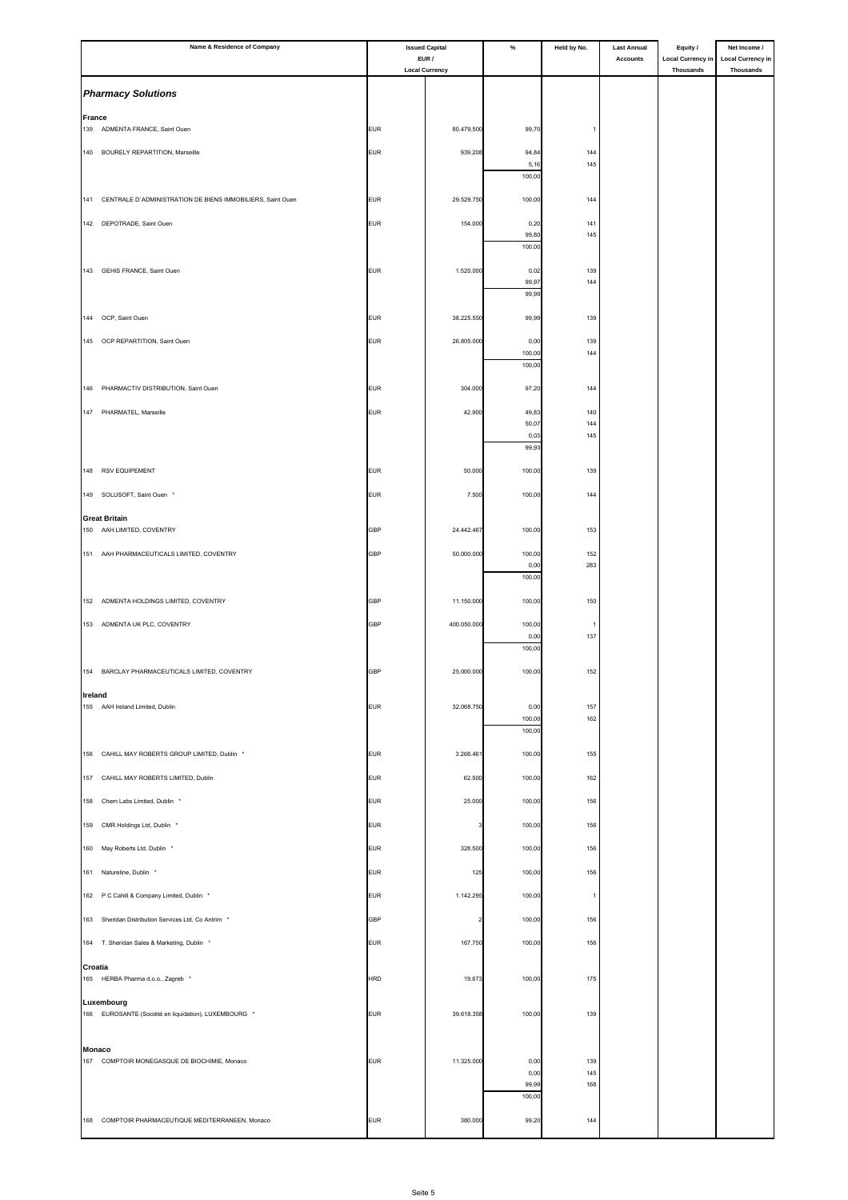| Name & Residence of Company | Issued Capital EUR / Local Currency | | % | Held by No. | Last Annual Accounts | Equity / Local Currency in Thousands | Net Income / Local Currency in Thousands |
|---|---|---|---|---|---|---|---|
| ***Pharmacy Solutions*** | | | | | | | |
| **France** | | | | | | | |
| 139 ADMENTA FRANCE, Saint Ouen | EUR | 80.479.500 | 99,70 | 1 | | | |
| 140 BOURELY REPARTITION, Marseille | EUR | 939.208 | 94,84 | 144 | | | |
| | | | 5,16 | 145 | | | |
| | | | 100,00 | | | | |
| 141 CENTRALE D´ADMINISTRATION DE BIENS IMMOBILIERS, Saint Ouen | EUR | 29.529.750 | 100,00 | 144 | | | |
| 142 DEPOTRADE, Saint Ouen | EUR | 154.000 | 0,20 | 141 | | | |
| | | | 99,80 | 145 | | | |
| | | | 100,00 | | | | |
| 143 GEHIS FRANCE, Saint Ouen | EUR | 1.520.000 | 0,02 | 139 | | | |
| | | | 99,97 | 144 | | | |
| | | | 99,99 | | | | |
| 144 OCP, Saint Ouen | EUR | 38.225.550 | 99,99 | 139 | | | |
| 145 OCP REPARTITION, Saint Ouen | EUR | 26.805.000 | 0,00 | 139 | | | |
| | | | 100,00 | 144 | | | |
| | | | 100,00 | | | | |
| 146 PHARMACTIV DISTRIBUTION, Saint Ouen | EUR | 304.000 | 97,20 | 144 | | | |
| 147 PHARMATEL, Marseille | EUR | 42.900 | 49,83 | 140 | | | |
| | | | 50,07 | 144 | | | |
| | | | 0,03 | 145 | | | |
| | | | 99,93 | | | | |
| 148 RSV EQUIPEMENT | EUR | 50.000 | 100,00 | 139 | | | |
| 149 SOLUSOFT, Saint Ouen * | EUR | 7.500 | 100,00 | 144 | | | |
| **Great Britain** | | | | | | | |
| 150 AAH LIMITED, COVENTRY | GBP | 24.442.467 | 100,00 | 153 | | | |
| 151 AAH PHARMACEUTICALS LIMITED, COVENTRY | GBP | 50.000.000 | 100,00 | 152 | | | |
| | | | 0,00 | 283 | | | |
| | | | 100,00 | | | | |
| 152 ADMENTA HOLDINGS LIMITED, COVENTRY | GBP | 11.150.000 | 100,00 | 150 | | | |
| 153 ADMENTA UK PLC, COVENTRY | GBP | 400.050.000 | 100,00 | 1 | | | |
| | | | 0,00 | 137 | | | |
| | | | 100,00 | | | | |
| 154 BARCLAY PHARMACEUTICALS LIMITED, COVENTRY | GBP | 25.000.000 | 100,00 | 152 | | | |
| **Ireland** | | | | | | | |
| 155 AAH Ireland Limited, Dublin | EUR | 32.068.750 | 0,00 | 157 | | | |
| | | | 100,00 | 162 | | | |
| | | | 100,00 | | | | |
| 156 CAHILL MAY ROBERTS GROUP LIMITED, Dublin * | EUR | 3.266.461 | 100,00 | 155 | | | |
| 157 CAHILL MAY ROBERTS LIMITED, Dublin | EUR | 62.500 | 100,00 | 162 | | | |
| 158 Chem Labs Limited, Dublin * | EUR | 25.000 | 100,00 | 156 | | | |
| 159 CMR Holdings Ltd, Dublin * | EUR | 3 | 100,00 | 156 | | | |
| 160 May Roberts Ltd, Dublin * | EUR | 328.500 | 100,00 | 156 | | | |
| 161 Natureline, Dublin * | EUR | 125 | 100,00 | 156 | | | |
| 162 P C Cahill & Company Limited, Dublin * | EUR | 1.142.295 | 100,00 | 1 | | | |
| 163 Sheridan Distribution Services Ltd, Co Antrim * | GBP | 2 | 100,00 | 156 | | | |
| 164 T. Sheridan Sales & Marketing, Dublin * | EUR | 167.750 | 100,00 | 156 | | | |
| **Croatia** | | | | | | | |
| 165 HERBA Pharma d.o.o., Zagreb * | HRD | 19.673 | 100,00 | 175 | | | |
| **Luxembourg** | | | | | | | |
| 166 EUROSANTE (Société en liquidation), LUXEMBOURG * | EUR | 39.618.358 | 100,00 | 139 | | | |
| **Monaco** | | | | | | | |
| 167 COMPTOIR MONEGASQUE DE BIOCHIMIE, Monaco | EUR | 11.325.000 | 0,00 | 139 | | | |
| | | | 0,00 | 145 | | | |
| | | | 99,99 | 168 | | | |
| | | | 100,00 | | | | |
| 168 COMPTOIR PHARMACEUTIQUE MEDITERRANEEN, Monaco | EUR | 380.000 | 99,20 | 144 | | | |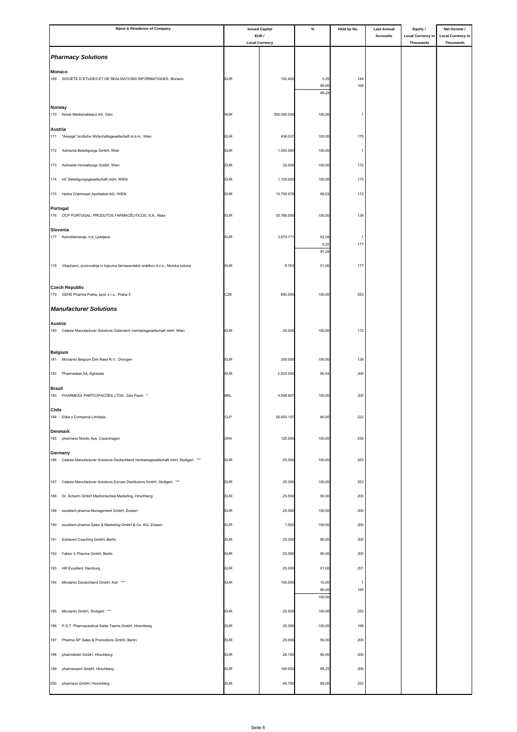| Name & Residence of Company | Issued Capital EUR / Local Currency | | % | Held by No. | Last Annual Accounts | Equity / Local Currency in Thousands | Net Income / Local Currency in Thousands |
|---|---|---|---|---|---|---|---|
| ***Pharmacy Solutions*** | | | | | | | |
| **Monaco** | | | | | | | |
| 169 SOCIETE D´ETUDES ET DE REALISATIONS INFORMATIQUES, Monaco | EUR | 152.400 | 0,25 | 144 | | | |
| | | | 99,00 | 168 | | | |
| | | | 99,25 | | | | |
| **Norway** | | | | | | | |
| 170 Norsk Medisinaldepot AS, Oslo | NOK | 300.000.000 | 100,00 | 1 | | | |
| **Austria** | | | | | | | |
| 171 "Aewige" ärztliche Wirtschaftsgesellschaft m.b.H., Wien | EUR | 436.037 | 100,00 | 175 | | | |
| 172 Admenta Beteiligungs GmbH, Wien | EUR | 1.000.000 | 100,00 | 1 | | | |
| 173 Admenta Verwaltungs GmbH, Wien | EUR | 35.000 | 100,00 | 172 | | | |
| 174 HC Beteiligungsgesellschaft mbH, WIEN | EUR | 1.100.000 | 100,00 | 175 | | | |
| 175 Herba Chemosan Apotheker-AG, WIEN | EUR | 10.755.579 | 99,03 | 172 | | | |
| **Portugal** | | | | | | | |
| 176 OCP PORTUGAL, PRODUTOS FARMACÊUTICOS, S.A., Maia | EUR | 35.786.055 | 100,00 | 139 | | | |
| **Slovenia** | | | | | | | |
| 177 Kemofarmacija, d.d, Ljubljana | EUR | 3.674.771 | 92,04 | 1 | | | |
| | | | 5,22 | 177 | | | |
| | | | 97,26 | | | | |
| 178 Vitapharm, proizvodnja in trgovina farmacevtskih izdelkov d.o.o., Murska sobota | EUR | 8.763 | 51,00 | 177 | | | |
| **Czech Republic** | | | | | | | |
| 179 GEHE Pharma Praha, spol. s r.o., Praha 5 | CZK | 800.000 | 100,00 | 253 | | | |
| ***Manufacturer Solutions*** | | | | | | | |
| **Austria** | | | | | | | |
| 180 Celesio Manufacturer Solutions Österreich Vertriebsgesellschaft mbH, Wien | EUR | 35.000 | 100,00 | 172 | | | |
| **Belgium** | | | | | | | |
| 181 Movianto Belgium Dirk Raes N.V., Drongen | EUR | 200.000 | 100,00 | 139 | | | |
| 182 Pharmadeal SA, Eghezée | EUR | 2.835.000 | 90,54 | 200 | | | |
| **Brazil** | | | | | | | |
| 183 PHARMEXX PARTICIPACÕES LTDA., São Paulo * | BRL | 4.098.607 | 100,00 | 200 | | | |
| **Chile** | | | | | | | |
| 184 Etika y Compania Limitada | CLP | 26.655.107 | 80,00 | 222 | | | |
| **Denmark** | | | | | | | |
| 185 pharmexx Nordic Aps, Copenhagen | DKK | 125.000 | 100,00 | 238 | | | |
| **Germany** | | | | | | | |
| 186 Celesio Manufacturer Solutions Deutschland Vertriebsgesellschaft mbH, Stuttgart *** | EUR | 25.000 | 100,00 | 253 | | | |
| 187 Celesio Manufacturer Solutions Europe Distributors GmbH, Stuttgart *** | EUR | 25.000 | 100,00 | 253 | | | |
| 188 Dr. Scharm GmbH Medizinisches Marketing, Hirschberg | EUR | 25.550 | 90,00 | 200 | | | |
| 189 excellent pharma Management GmbH, Zossen | EUR | 25.000 | 100,00 | 200 | | | |
| 190 excellent pharma Sales & Marketing GmbH & Co. KG, Zossen | EUR | 1.000 | 100,00 | 200 | | | |
| 191 Extravert Coaching GmbH, Berlin | EUR | 25.000 | 90,00 | 200 | | | |
| 192 Faktor X Pharma GmbH, Berlin | EUR | 25.000 | 90,00 | 200 | | | |
| 193 HR Excellent, Hamburg | EUR | 25.000 | 91,00 | 201 | | | |
| 194 Movianto Deutschland GmbH, Kist *** | EUR | 105.000 | 10,00 | 1 | | | |
| | | | 90,00 | 195 | | | |
| | | | 100,00 | | | | |
| 195 Movianto GmbH, Stuttgart *** | EUR | 25.000 | 100,00 | 253 | | | |
| 196 P.S.T. Pharmaceutical Sales Teams GmbH, Hirschberg | EUR | 25.000 | 100,00 | 198 | | | |
| 197 Pharma SP Sales & Promotions GmbH, Berlin | EUR | 25.000 | 90,00 | 200 | | | |
| 198 pharmdirekt GmbH, Hirschberg | EUR | 28.150 | 80,00 | 200 | | | |
| 199 pharmexpert GmbH, Hirschberg | EUR | 100.000 | 88,25 | 200 | | | |
| 200 pharmexx GmbH, Hirschberg | EUR | 45.750 | 65,00 | 253 | | | |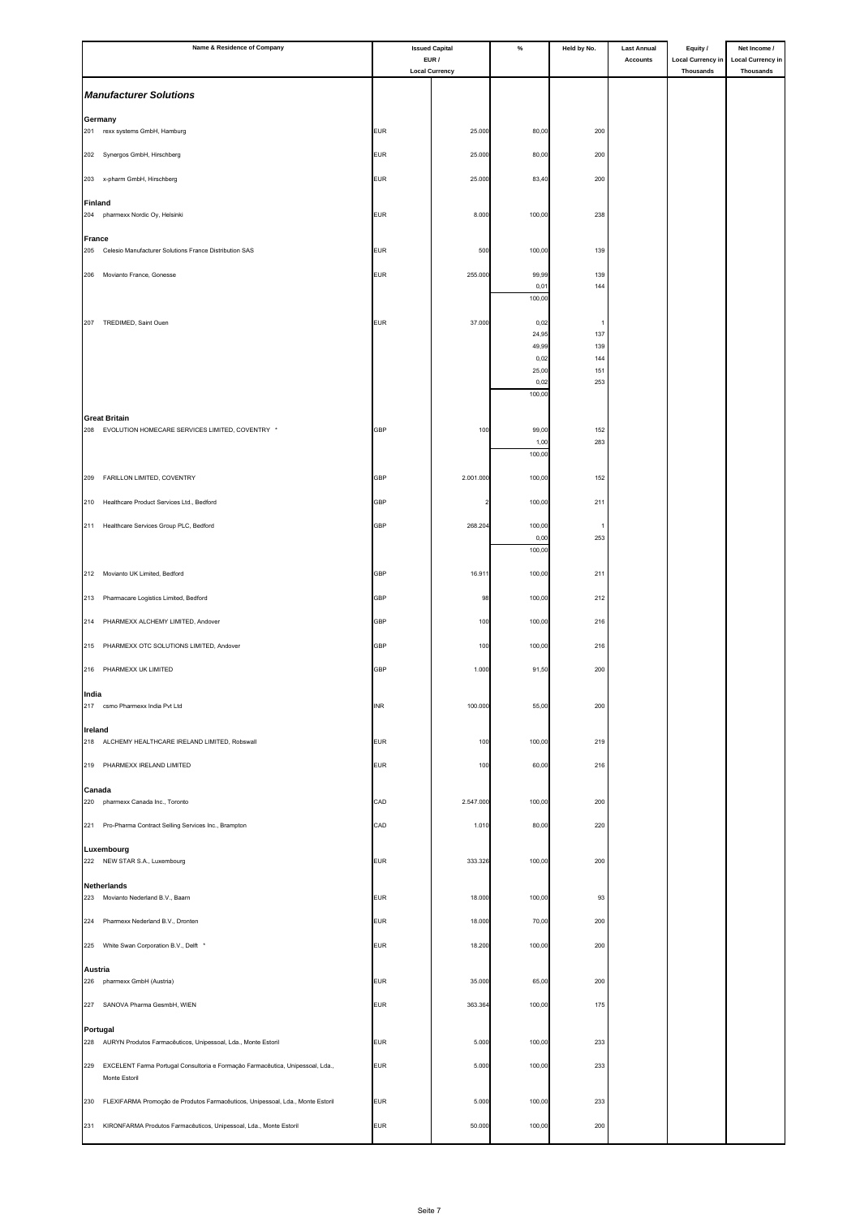| Name & Residence of Company | Issued Capital EUR / Local Currency | | % | Held by No. | Last Annual Accounts | Equity / Local Currency in Thousands | Net Income / Local Currency in Thousands |
|---|---|---|---|---|---|---|---|
| ***Manufacturer Solutions*** | | | | | | | |
| **Germany** | | | | | | | |
| 201 rexx systems GmbH, Hamburg | EUR | 25.000 | 80,00 | 200 | | | |
| 202 Synergos GmbH, Hirschberg | EUR | 25.000 | 80,00 | 200 | | | |
| 203 x-pharm GmbH, Hirschberg | EUR | 25.000 | 83,40 | 200 | | | |
| **Finland** | | | | | | | |
| 204 pharmexx Nordic Oy, Helsinki | EUR | 8.000 | 100,00 | 238 | | | |
| **France** | | | | | | | |
| 205 Celesio Manufacturer Solutions France Distribution SAS | EUR | 500 | 100,00 | 139 | | | |
| 206 Movianto France, Gonesse | EUR | 255.000 | 99,99 | 139 | | | |
| | | | 0,01 | 144 | | | |
| | | | 100,00 | | | | |
| 207 TREDIMED, Saint Ouen | EUR | 37.000 | 0,02 | 1 | | | |
| | | | 24,95 | 137 | | | |
| | | | 49,99 | 139 | | | |
| | | | 0,02 | 144 | | | |
| | | | 25,00 | 151 | | | |
| | | | 0,02 | 253 | | | |
| | | | 100,00 | | | | |
| **Great Britain** | | | | | | | |
| 208 EVOLUTION HOMECARE SERVICES LIMITED, COVENTRY * | GBP | 100 | 99,00 | 152 | | | |
| | | | 1,00 | 283 | | | |
| | | | 100,00 | | | | |
| 209 FARILLON LIMITED, COVENTRY | GBP | 2.001.000 | 100,00 | 152 | | | |
| 210 Healthcare Product Services Ltd., Bedford | GBP | 2 | 100,00 | 211 | | | |
| 211 Healthcare Services Group PLC, Bedford | GBP | 268.204 | 100,00 | 1 | | | |
| | | | 0,00 | 253 | | | |
| | | | 100,00 | | | | |
| 212 Movianto UK Limited, Bedford | GBP | 16.911 | 100,00 | 211 | | | |
| 213 Pharmacare Logistics Limited, Bedford | GBP | 98 | 100,00 | 212 | | | |
| 214 PHARMEXX ALCHEMY LIMITED, Andover | GBP | 100 | 100,00 | 216 | | | |
| 215 PHARMEXX OTC SOLUTIONS LIMITED, Andover | GBP | 100 | 100,00 | 216 | | | |
| 216 PHARMEXX UK LIMITED | GBP | 1.000 | 91,50 | 200 | | | |
| **India** | | | | | | | |
| 217 csmo Pharmexx India Pvt Ltd | INR | 100.000 | 55,00 | 200 | | | |
| **Ireland** | | | | | | | |
| 218 ALCHEMY HEALTHCARE IRELAND LIMITED, Robswall | EUR | 100 | 100,00 | 219 | | | |
| 219 PHARMEXX IRELAND LIMITED | EUR | 100 | 60,00 | 216 | | | |
| **Canada** | | | | | | | |
| 220 pharmexx Canada Inc., Toronto | CAD | 2.547.000 | 100,00 | 200 | | | |
| 221 Pro-Pharma Contract Selling Services Inc., Brampton | CAD | 1.010 | 80,00 | 220 | | | |
| **Luxembourg** | | | | | | | |
| 222 NEW STAR S.A., Luxembourg | EUR | 333.326 | 100,00 | 200 | | | |
| **Netherlands** | | | | | | | |
| 223 Movianto Nederland B.V., Baarn | EUR | 18.000 | 100,00 | 93 | | | |
| 224 Pharmexx Nederland B.V., Dronten | EUR | 18.000 | 70,00 | 200 | | | |
| 225 White Swan Corporation B.V., Delft * | EUR | 18.200 | 100,00 | 200 | | | |
| **Austria** | | | | | | | |
| 226 pharmexx GmbH (Austria) | EUR | 35.000 | 65,00 | 200 | | | |
| 227 SANOVA Pharma GesmbH, WIEN | EUR | 363.364 | 100,00 | 175 | | | |
| **Portugal** | | | | | | | |
| 228 AURYN Produtos Farmacêuticos, Unipessoal, Lda., Monte Estoril | EUR | 5.000 | 100,00 | 233 | | | |
| 229 EXCELENT Farma Portugal Consultoria e Formação Farmacêutica, Unipessoal, Lda., Monte Estoril | EUR | 5.000 | 100,00 | 233 | | | |
| 230 FLEXIFARMA Promoção de Produtos Farmacêuticos, Unipessoal, Lda., Monte Estoril | EUR | 5.000 | 100,00 | 233 | | | |
| 231 KIRONFARMA Produtos Farmacêuticos, Unipessoal, Lda., Monte Estoril | EUR | 50.000 | 100,00 | 200 | | | |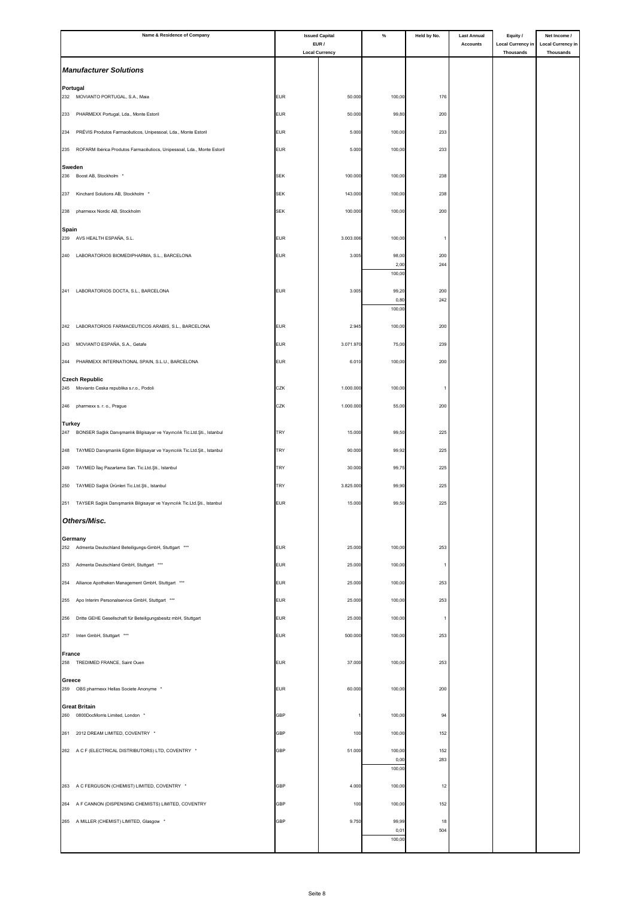| Name & Residence of Company | Issued Capital EUR / Local Currency | | % | Held by No. | Last Annual Accounts | Equity / Local Currency in Thousands | Net Income / Local Currency in Thousands |
|---|---|---|---|---|---|---|---|
| ***Manufacturer Solutions*** | | | | | | | |
| **Portugal** | | | | | | | |
| 232 MOVIANTO PORTUGAL, S.A., Maia | EUR | 50.000 | 100,00 | 176 | | | |
| 233 PHARMEXX Portugal, Lda., Monte Estoril | EUR | 50.000 | 99,80 | 200 | | | |
| 234 PRÉVIS Produtos Farmacêuticos, Unipessoal, Lda., Monte Estoril | EUR | 5.000 | 100,00 | 233 | | | |
| 235 ROFARM Ibérica Produtos Farmacêutiocs, Unipessoal, Lda., Monte Estoril | EUR | 5.000 | 100,00 | 233 | | | |
| **Sweden** | | | | | | | |
| 236 Boost AB, Stockholm * | SEK | 100.000 | 100,00 | 238 | | | |
| 237 Kinchard Solutions AB, Stockholm * | SEK | 143.000 | 100,00 | 238 | | | |
| 238 pharmexx Nordic AB, Stockholm | SEK | 100.000 | 100,00 | 200 | | | |
| **Spain** | | | | | | | |
| 239 AVS HEALTH ESPAÑA, S.L. | EUR | 3.003.006 | 100,00 | 1 | | | |
| 240 LABORATORIOS BIOMEDIPHARMA, S.L., BARCELONA | EUR | 3.005 | 98,00 | 200 | | | |
| | | | 2,00 | 244 | | | |
| | | | 100,00 | | | | |
| 241 LABORATORIOS DOCTA, S.L., BARCELONA | EUR | 3.005 | 99,20 | 200 | | | |
| | | | 0,80 | 242 | | | |
| | | | 100,00 | | | | |
| 242 LABORATORIOS FARMACEUTICOS ARABIS, S.L., BARCELONA | EUR | 2.945 | 100,00 | 200 | | | |
| 243 MOVIANTO ESPAÑA, S.A., Getafe | EUR | 3.071.970 | 75,00 | 239 | | | |
| 244 PHARMEXX INTERNATIONAL SPAIN, S.L.U., BARCELONA | EUR | 6.010 | 100,00 | 200 | | | |
| **Czech Republic** | | | | | | | |
| 245 Movianto Ceska republika s.r.o., Podoli | CZK | 1.000.000 | 100,00 | 1 | | | |
| 246 pharmexx s. r. o., Prague | CZK | 1.000.000 | 55,00 | 200 | | | |
| **Turkey** | | | | | | | |
| 247 BONSER Sağlık Danışmanlık Bilgisayar ve Yayıncılık Tic.Ltd.Şti., Istanbul | TRY | 15.000 | 99,50 | 225 | | | |
| 248 TAYMED Danışmanlık Eğitim Bilgisayar ve Yayıncılık Tic.Ltd.Şit., Istanbul | TRY | 90.000 | 99,92 | 225 | | | |
| 249 TAYMED İlaç Pazarlama San. Tic.Ltd.Şti., Istanbul | TRY | 30.000 | 99,75 | 225 | | | |
| 250 TAYMED Sağlık Ürünleri Tic.Ltd.Şti., Istanbul | TRY | 3.825.000 | 99,90 | 225 | | | |
| 251 TAYSER Sağlık Danışmanlık Bilgisayar ve Yayıncılık Tic.Ltd.Şti., Istanbul | EUR | 15.000 | 99,50 | 225 | | | |
| ***Others/Misc.*** | | | | | | | |
| **Germany** | | | | | | | |
| 252 Admenta Deutschland Beteiligungs-GmbH, Stuttgart *** | EUR | 25.000 | 100,00 | 253 | | | |
| 253 Admenta Deutschland GmbH, Stuttgart *** | EUR | 25.000 | 100,00 | 1 | | | |
| 254 Alliance Apotheken Management GmbH, Stuttgart *** | EUR | 25.000 | 100,00 | 253 | | | |
| 255 Apo Interim Personalservice GmbH, Stuttgart *** | EUR | 25.000 | 100,00 | 253 | | | |
| 256 Dritte GEHE Gesellschaft für Beteiligungsbesitz mbH, Stuttgart | EUR | 25.000 | 100,00 | 1 | | | |
| 257 Inten GmbH, Stuttgart *** | EUR | 500.000 | 100,00 | 253 | | | |
| **France** | | | | | | | |
| 258 TREDIMED FRANCE, Saint Ouen | EUR | 37.000 | 100,00 | 253 | | | |
| **Greece** | | | | | | | |
| 259 OBS pharmexx Hellas Societe Anonyme * | EUR | 60.000 | 100,00 | 200 | | | |
| **Great Britain** | | | | | | | |
| 260 0800DocMorris Limited, London * | GBP | 1 | 100,00 | 94 | | | |
| 261 2012 DREAM LIMITED, COVENTRY * | GBP | 100 | 100,00 | 152 | | | |
| 262 A C F (ELECTRICAL DISTRIBUTORS) LTD, COVENTRY * | GBP | 51.000 | 100,00 | 152 | | | |
| | | | 0,00 | 283 | | | |
| | | | 100,00 | | | | |
| 263 A C FERGUSON (CHEMIST) LIMITED, COVENTRY * | GBP | 4.000 | 100,00 | 12 | | | |
| 264 A F CANNON (DISPENSING CHEMISTS) LIMITED, COVENTRY | GBP | 100 | 100,00 | 152 | | | |
| 265 A MILLER (CHEMIST) LIMITED, Glasgow * | GBP | 9.750 | 99,99 | 18 | | | |
| | | | 0,01 | 504 | | | |
| | | | 100,00 | | | | |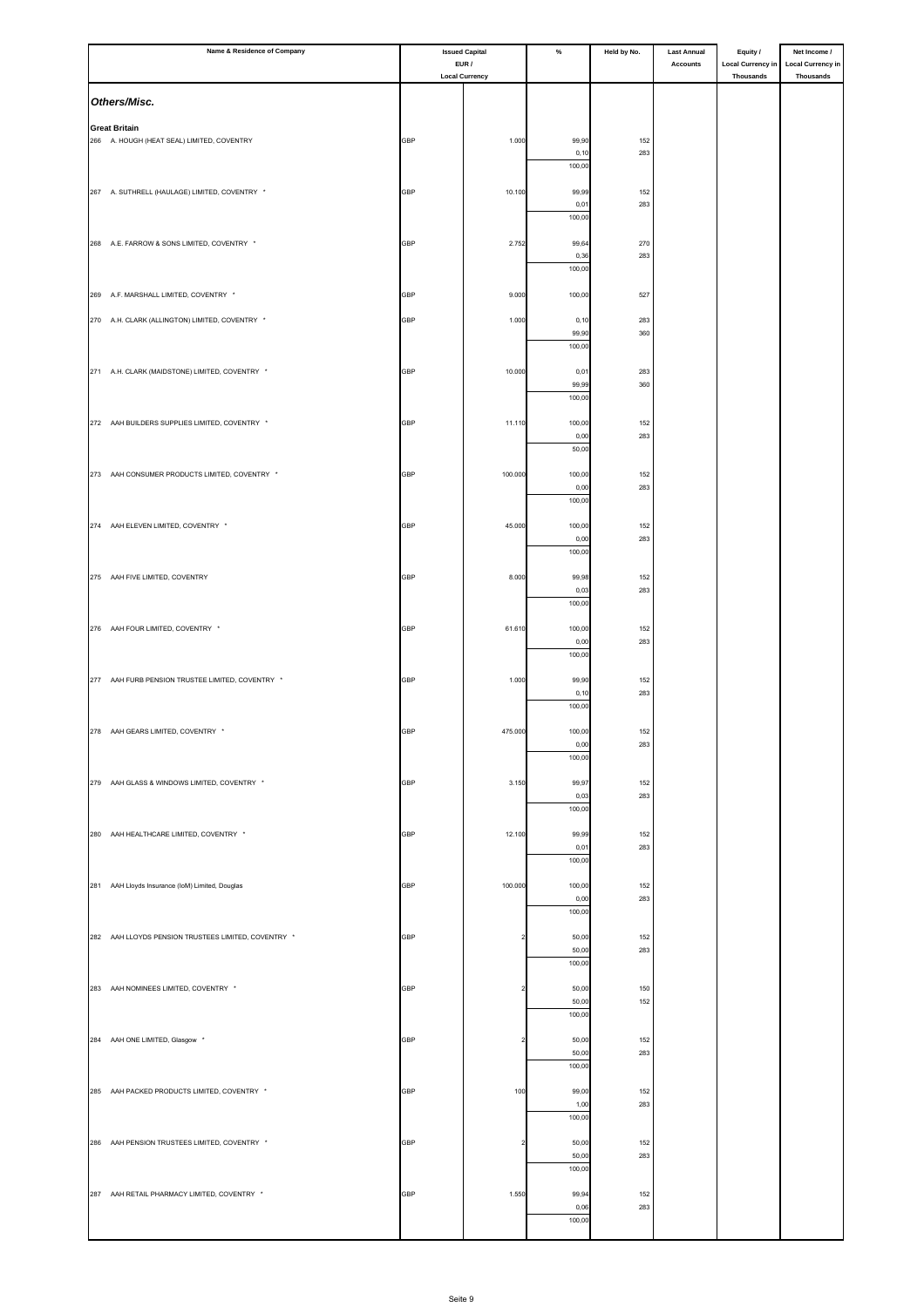| Name & Residence of Company | Issued Capital EUR / Local Currency | | % | Held by No. | Last Annual Accounts | Equity / Local Currency in Thousands | Net Income / Local Currency in Thousands |
|---|---|---|---|---|---|---|---|
| ***Others/Misc.*** | | | | | | | |
| **Great Britain** | | | | | | | |
| 266 A. HOUGH (HEAT SEAL) LIMITED, COVENTRY | GBP | 1.000 | 99,90 | 152 | | | |
| | | | 0,10 | 283 | | | |
| | | | 100,00 | | | | |
| 267 A. SUTHRELL (HAULAGE) LIMITED, COVENTRY * | GBP | 10.100 | 99,99 | 152 | | | |
| | | | 0,01 | 283 | | | |
| | | | 100,00 | | | | |
| 268 A.E. FARROW & SONS LIMITED, COVENTRY * | GBP | 2.752 | 99,64 | 270 | | | |
| | | | 0,36 | 283 | | | |
| | | | 100,00 | | | | |
| 269 A.F. MARSHALL LIMITED, COVENTRY * | GBP | 9.000 | 100,00 | 527 | | | |
| 270 A.H. CLARK (ALLINGTON) LIMITED, COVENTRY * | GBP | 1.000 | 0,10 | 283 | | | |
| | | | 99,90 | 360 | | | |
| | | | 100,00 | | | | |
| 271 A.H. CLARK (MAIDSTONE) LIMITED, COVENTRY * | GBP | 10.000 | 0,01 | 283 | | | |
| | | | 99,99 | 360 | | | |
| | | | 100,00 | | | | |
| 272 AAH BUILDERS SUPPLIES LIMITED, COVENTRY * | GBP | 11.110 | 100,00 | 152 | | | |
| | | | 0,00 | 283 | | | |
| | | | 50,00 | | | | |
| 273 AAH CONSUMER PRODUCTS LIMITED, COVENTRY * | GBP | 100.000 | 100,00 | 152 | | | |
| | | | 0,00 | 283 | | | |
| | | | 100,00 | | | | |
| 274 AAH ELEVEN LIMITED, COVENTRY * | GBP | 45.000 | 100,00 | 152 | | | |
| | | | 0,00 | 283 | | | |
| | | | 100,00 | | | | |
| 275 AAH FIVE LIMITED, COVENTRY | GBP | 8.000 | 99,98 | 152 | | | |
| | | | 0,03 | 283 | | | |
| | | | 100,00 | | | | |
| 276 AAH FOUR LIMITED, COVENTRY * | GBP | 61.610 | 100,00 | 152 | | | |
| | | | 0,00 | 283 | | | |
| | | | 100,00 | | | | |
| 277 AAH FURB PENSION TRUSTEE LIMITED, COVENTRY * | GBP | 1.000 | 99,90 | 152 | | | |
| | | | 0,10 | 283 | | | |
| | | | 100,00 | | | | |
| 278 AAH GEARS LIMITED, COVENTRY * | GBP | 475.000 | 100,00 | 152 | | | |
| | | | 0,00 | 283 | | | |
| | | | 100,00 | | | | |
| 279 AAH GLASS & WINDOWS LIMITED, COVENTRY * | GBP | 3.150 | 99,97 | 152 | | | |
| | | | 0,03 | 283 | | | |
| | | | 100,00 | | | | |
| 280 AAH HEALTHCARE LIMITED, COVENTRY * | GBP | 12.100 | 99,99 | 152 | | | |
| | | | 0,01 | 283 | | | |
| | | | 100,00 | | | | |
| 281 AAH Lloyds Insurance (IoM) Limited, Douglas | GBP | 100.000 | 100,00 | 152 | | | |
| | | | 0,00 | 283 | | | |
| | | | 100,00 | | | | |
| 282 AAH LLOYDS PENSION TRUSTEES LIMITED, COVENTRY * | GBP | 2 | 50,00 | 152 | | | |
| | | | 50,00 | 283 | | | |
| | | | 100,00 | | | | |
| 283 AAH NOMINEES LIMITED, COVENTRY * | GBP | 2 | 50,00 | 150 | | | |
| | | | 50,00 | 152 | | | |
| | | | 100,00 | | | | |
| 284 AAH ONE LIMITED, Glasgow * | GBP | 2 | 50,00 | 152 | | | |
| | | | 50,00 | 283 | | | |
| | | | 100,00 | | | | |
| 285 AAH PACKED PRODUCTS LIMITED, COVENTRY * | GBP | 100 | 99,00 | 152 | | | |
| | | | 1,00 | 283 | | | |
| | | | 100,00 | | | | |
| 286 AAH PENSION TRUSTEES LIMITED, COVENTRY * | GBP | 2 | 50,00 | 152 | | | |
| | | | 50,00 | 283 | | | |
| | | | 100,00 | | | | |
| 287 AAH RETAIL PHARMACY LIMITED, COVENTRY * | GBP | 1.550 | 99,94 | 152 | | | |
| | | | 0,06 | 283 | | | |
| | | | 100,00 | | | | |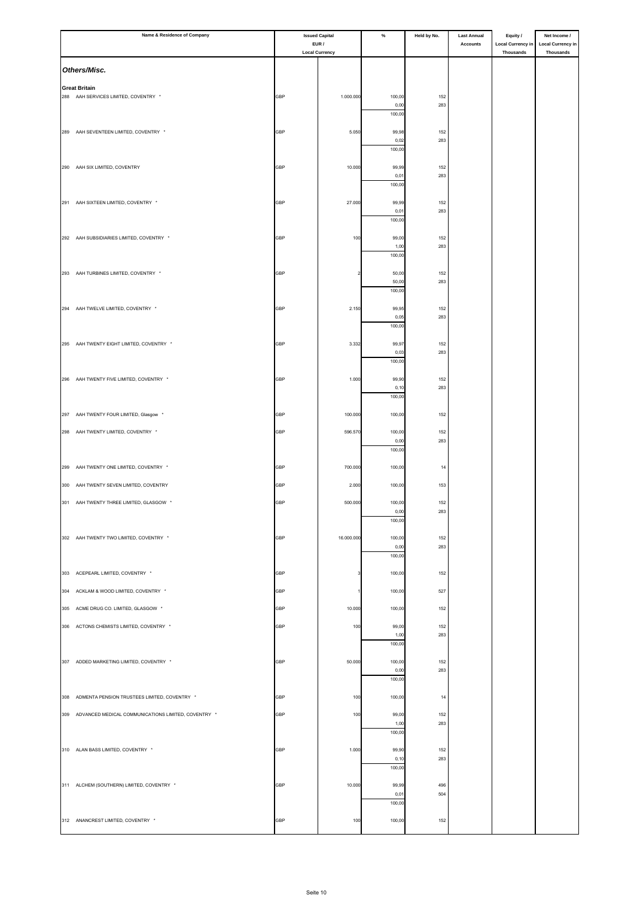| Name & Residence of Company | Issued Capital EUR / Local Currency | | % | Held by No. | Last Annual Accounts | Equity / Local Currency in Thousands | Net Income / Local Currency in Thousands |
|---|---|---|---|---|---|---|---|
| ***Others/Misc.*** | | | | | | | |
| **Great Britain** | | | | | | | |
| 288 AAH SERVICES LIMITED, COVENTRY * | GBP | 1.000.000 | 100,00 | 152 | | | |
| | | | 0,00 | 283 | | | |
| | | | 100,00 | | | | |
| 289 AAH SEVENTEEN LIMITED, COVENTRY * | GBP | 5.050 | 99,98 | 152 | | | |
| | | | 0,02 | 283 | | | |
| | | | 100,00 | | | | |
| 290 AAH SIX LIMITED, COVENTRY | GBP | 10.000 | 99,99 | 152 | | | |
| | | | 0,01 | 283 | | | |
| | | | 100,00 | | | | |
| 291 AAH SIXTEEN LIMITED, COVENTRY * | GBP | 27.000 | 99,99 | 152 | | | |
| | | | 0,01 | 283 | | | |
| | | | 100,00 | | | | |
| 292 AAH SUBSIDIARIES LIMITED, COVENTRY * | GBP | 100 | 99,00 | 152 | | | |
| | | | 1,00 | 283 | | | |
| | | | 100,00 | | | | |
| 293 AAH TURBINES LIMITED, COVENTRY * | GBP | 2 | 50,00 | 152 | | | |
| | | | 50,00 | 283 | | | |
| | | | 100,00 | | | | |
| 294 AAH TWELVE LIMITED, COVENTRY * | GBP | 2.150 | 99,95 | 152 | | | |
| | | | 0,05 | 283 | | | |
| | | | 100,00 | | | | |
| 295 AAH TWENTY EIGHT LIMITED, COVENTRY * | GBP | 3.332 | 99,97 | 152 | | | |
| | | | 0,03 | 283 | | | |
| | | | 100,00 | | | | |
| 296 AAH TWENTY FIVE LIMITED, COVENTRY * | GBP | 1.000 | 99,90 | 152 | | | |
| | | | 0,10 | 283 | | | |
| | | | 100,00 | | | | |
| 297 AAH TWENTY FOUR LIMITED, Glasgow * | GBP | 100.000 | 100,00 | 152 | | | |
| 298 AAH TWENTY LIMITED, COVENTRY * | GBP | 596.570 | 100,00 | 152 | | | |
| | | | 0,00 | 283 | | | |
| | | | 100,00 | | | | |
| 299 AAH TWENTY ONE LIMITED, COVENTRY * | GBP | 700.000 | 100,00 | 14 | | | |
| 300 AAH TWENTY SEVEN LIMITED, COVENTRY | GBP | 2.000 | 100,00 | 153 | | | |
| 301 AAH TWENTY THREE LIMITED, GLASGOW * | GBP | 500.000 | 100,00 | 152 | | | |
| | | | 0,00 | 283 | | | |
| | | | 100,00 | | | | |
| 302 AAH TWENTY TWO LIMITED, COVENTRY * | GBP | 16.000.000 | 100,00 | 152 | | | |
| | | | 0,00 | 283 | | | |
| | | | 100,00 | | | | |
| 303 ACEPEARL LIMITED, COVENTRY * | GBP | 3 | 100,00 | 152 | | | |
| 304 ACKLAM & WOOD LIMITED, COVENTRY * | GBP | 1 | 100,00 | 527 | | | |
| 305 ACME DRUG CO. LIMITED, GLASGOW * | GBP | 10.000 | 100,00 | 152 | | | |
| 306 ACTONS CHEMISTS LIMITED, COVENTRY * | GBP | 100 | 99,00 | 152 | | | |
| | | | 1,00 | 283 | | | |
| | | | 100,00 | | | | |
| 307 ADDED MARKETING LIMITED, COVENTRY * | GBP | 50.000 | 100,00 | 152 | | | |
| | | | 0,00 | 283 | | | |
| | | | 100,00 | | | | |
| 308 ADMENTA PENSION TRUSTEES LIMITED, COVENTRY * | GBP | 100 | 100,00 | 14 | | | |
| 309 ADVANCED MEDICAL COMMUNICATIONS LIMITED, COVENTRY * | GBP | 100 | 99,00 | 152 | | | |
| | | | 1,00 | 283 | | | |
| | | | 100,00 | | | | |
| 310 ALAN BASS LIMITED, COVENTRY * | GBP | 1.000 | 99,90 | 152 | | | |
| | | | 0,10 | 283 | | | |
| | | | 100,00 | | | | |
| 311 ALCHEM (SOUTHERN) LIMITED, COVENTRY * | GBP | 10.000 | 99,99 | 496 | | | |
| | | | 0,01 | 504 | | | |
| | | | 100,00 | | | | |
| 312 ANANCREST LIMITED, COVENTRY * | GBP | 100 | 100,00 | 152 | | | |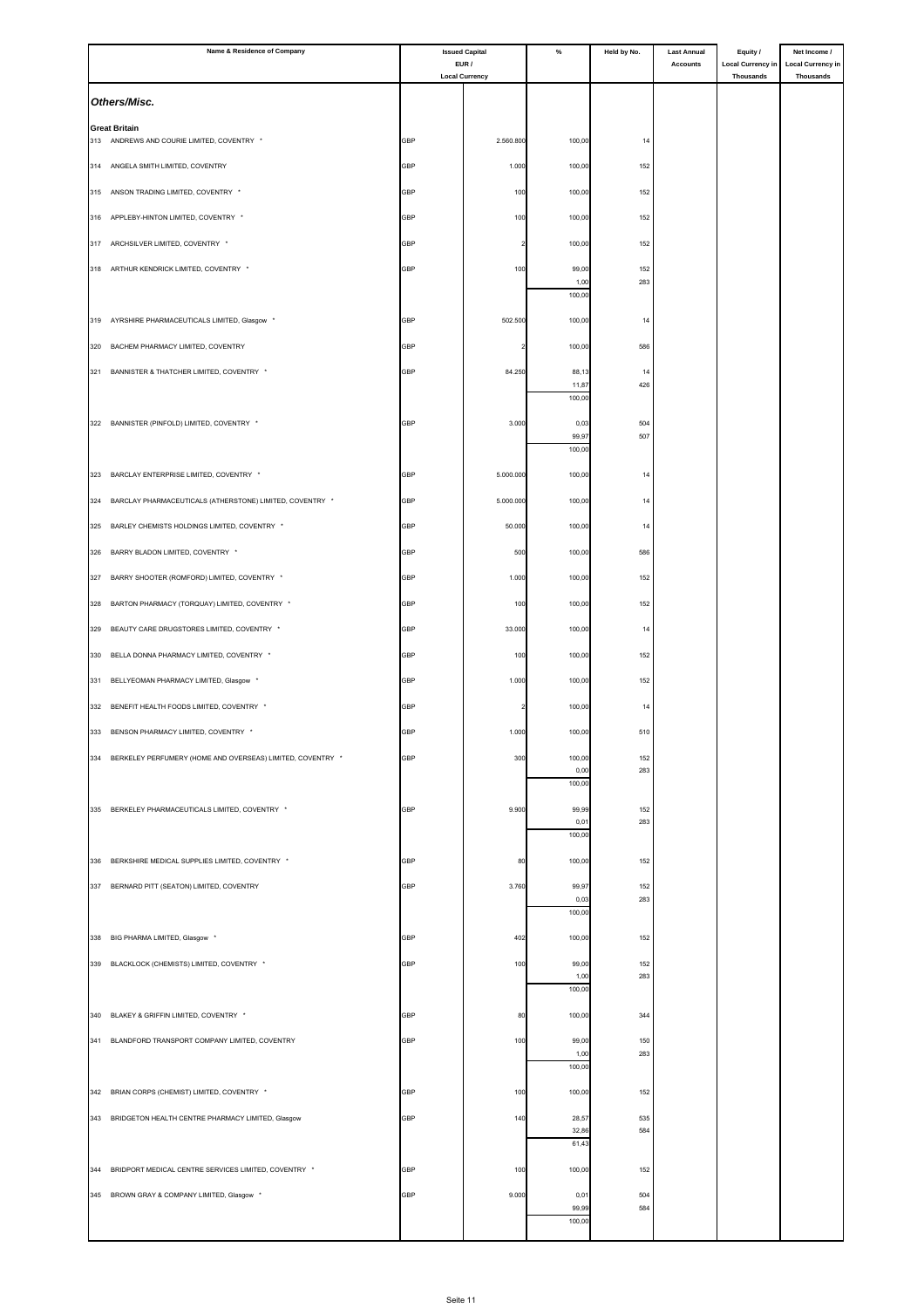| Name & Residence of Company | Issued Capital EUR / Local Currency | | % | Held by No. | Last Annual Accounts | Equity / Local Currency in Thousands | Net Income / Local Currency in Thousands |
|---|---|---|---|---|---|---|---|
| ***Others/Misc.*** | | | | | | | |
| **Great Britain** | | | | | | | |
| 313 ANDREWS AND COURIE LIMITED, COVENTRY * | GBP | 2.560.800 | 100,00 | 14 | | | |
| 314 ANGELA SMITH LIMITED, COVENTRY | GBP | 1.000 | 100,00 | 152 | | | |
| 315 ANSON TRADING LIMITED, COVENTRY * | GBP | 100 | 100,00 | 152 | | | |
| 316 APPLEBY-HINTON LIMITED, COVENTRY * | GBP | 100 | 100,00 | 152 | | | |
| 317 ARCHSILVER LIMITED, COVENTRY * | GBP | 2 | 100,00 | 152 | | | |
| 318 ARTHUR KENDRICK LIMITED, COVENTRY * | GBP | 100 | 99,00 | 152 | | | |
| | | | 1,00 | 283 | | | |
| | | | 100,00 | | | | |
| 319 AYRSHIRE PHARMACEUTICALS LIMITED, Glasgow * | GBP | 502.500 | 100,00 | 14 | | | |
| 320 BACHEM PHARMACY LIMITED, COVENTRY | GBP | 2 | 100,00 | 586 | | | |
| 321 BANNISTER & THATCHER LIMITED, COVENTRY * | GBP | 84.250 | 88,13 | 14 | | | |
| | | | 11,87 | 426 | | | |
| | | | 100,00 | | | | |
| 322 BANNISTER (PINFOLD) LIMITED, COVENTRY * | GBP | 3.000 | 0,03 | 504 | | | |
| | | | 99,97 | 507 | | | |
| | | | 100,00 | | | | |
| 323 BARCLAY ENTERPRISE LIMITED, COVENTRY * | GBP | 5.000.000 | 100,00 | 14 | | | |
| 324 BARCLAY PHARMACEUTICALS (ATHERSTONE) LIMITED, COVENTRY * | GBP | 5.000.000 | 100,00 | 14 | | | |
| 325 BARLEY CHEMISTS HOLDINGS LIMITED, COVENTRY * | GBP | 50.000 | 100,00 | 14 | | | |
| 326 BARRY BLADON LIMITED, COVENTRY * | GBP | 500 | 100,00 | 586 | | | |
| 327 BARRY SHOOTER (ROMFORD) LIMITED, COVENTRY * | GBP | 1.000 | 100,00 | 152 | | | |
| 328 BARTON PHARMACY (TORQUAY) LIMITED, COVENTRY * | GBP | 100 | 100,00 | 152 | | | |
| 329 BEAUTY CARE DRUGSTORES LIMITED, COVENTRY * | GBP | 33.000 | 100,00 | 14 | | | |
| 330 BELLA DONNA PHARMACY LIMITED, COVENTRY * | GBP | 100 | 100,00 | 152 | | | |
| 331 BELLYEOMAN PHARMACY LIMITED, Glasgow * | GBP | 1.000 | 100,00 | 152 | | | |
| 332 BENEFIT HEALTH FOODS LIMITED, COVENTRY * | GBP | 2 | 100,00 | 14 | | | |
| 333 BENSON PHARMACY LIMITED, COVENTRY * | GBP | 1.000 | 100,00 | 510 | | | |
| 334 BERKELEY PERFUMERY (HOME AND OVERSEAS) LIMITED, COVENTRY * | GBP | 300 | 100,00 | 152 | | | |
| | | | 0,00 | 283 | | | |
| | | | 100,00 | | | | |
| 335 BERKELEY PHARMACEUTICALS LIMITED, COVENTRY * | GBP | 9.900 | 99,99 | 152 | | | |
| | | | 0,01 | 283 | | | |
| | | | 100,00 | | | | |
| 336 BERKSHIRE MEDICAL SUPPLIES LIMITED, COVENTRY * | GBP | 80 | 100,00 | 152 | | | |
| 337 BERNARD PITT (SEATON) LIMITED, COVENTRY | GBP | 3.760 | 99,97 | 152 | | | |
| | | | 0,03 | 283 | | | |
| | | | 100,00 | | | | |
| 338 BIG PHARMA LIMITED, Glasgow * | GBP | 402 | 100,00 | 152 | | | |
| 339 BLACKLOCK (CHEMISTS) LIMITED, COVENTRY * | GBP | 100 | 99,00 | 152 | | | |
| | | | 1,00 | 283 | | | |
| | | | 100,00 | | | | |
| 340 BLAKEY & GRIFFIN LIMITED, COVENTRY * | GBP | 80 | 100,00 | 344 | | | |
| 341 BLANDFORD TRANSPORT COMPANY LIMITED, COVENTRY | GBP | 100 | 99,00 | 150 | | | |
| | | | 1,00 | 283 | | | |
| | | | 100,00 | | | | |
| 342 BRIAN CORPS (CHEMIST) LIMITED, COVENTRY * | GBP | 100 | 100,00 | 152 | | | |
| 343 BRIDGETON HEALTH CENTRE PHARMACY LIMITED, Glasgow | GBP | 140 | 28,57 | 535 | | | |
| | | | 32,86 | 584 | | | |
| | | | 61,43 | | | | |
| 344 BRIDPORT MEDICAL CENTRE SERVICES LIMITED, COVENTRY * | GBP | 100 | 100,00 | 152 | | | |
| 345 BROWN GRAY & COMPANY LIMITED, Glasgow * | GBP | 9.000 | 0,01 | 504 | | | |
| | | | 99,99 | 584 | | | |
| | | | 100,00 | | | | |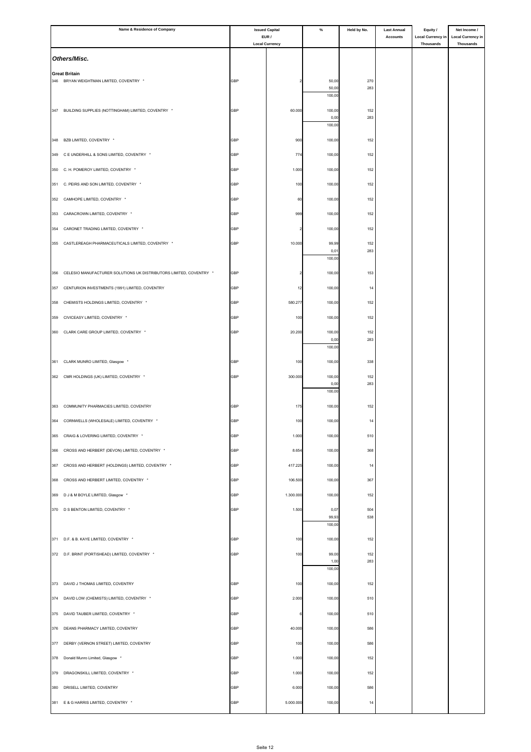| Name & Residence of Company | Issued Capital EUR / Local Currency | | % | Held by No. | Last Annual Accounts | Equity / Local Currency in Thousands | Net Income / Local Currency in Thousands |
|---|---|---|---|---|---|---|---|
| ***Others/Misc.*** | | | | | | | |
| **Great Britain** | | | | | | | |
| 346 BRYAN WEIGHTMAN LIMITED, COVENTRY * | GBP | 2 | 50,00 | 270 | | | |
| | | | 50,00 | 283 | | | |
| | | | 100,00 | | | | |
| 347 BUILDING SUPPLIES (NOTTINGHAM) LIMITED, COVENTRY * | GBP | 60.000 | 100,00 | 152 | | | |
| | | | 0,00 | 283 | | | |
| | | | 100,00 | | | | |
| 348 BZB LIMITED, COVENTRY * | GBP | 900 | 100,00 | 152 | | | |
| 349 C E UNDERHILL & SONS LIMITED, COVENTRY * | GBP | 774 | 100,00 | 152 | | | |
| 350 C. H. POMEROY LIMITED, COVENTRY * | GBP | 1.000 | 100,00 | 152 | | | |
| 351 C. PEIRS AND SON LIMITED, COVENTRY * | GBP | 100 | 100,00 | 152 | | | |
| 352 CAMHOPE LIMITED, COVENTRY * | GBP | 60 | 100,00 | 152 | | | |
| 353 CARACROWN LIMITED, COVENTRY * | GBP | 999 | 100,00 | 152 | | | |
| 354 CARONET TRADING LIMITED, COVENTRY * | GBP | 2 | 100,00 | 152 | | | |
| 355 CASTLEREAGH PHARMACEUTICALS LIMITED, COVENTRY * | GBP | 10.000 | 99,99 | 152 | | | |
| | | | 0,01 | 283 | | | |
| | | | 100,00 | | | | |
| 356 CELESIO MANUFACTURER SOLUTIONS UK DISTRIBUTORS LIMITED, COVENTRY * | GBP | 2 | 100,00 | 153 | | | |
| 357 CENTURION INVESTMENTS (1991) LIMITED, COVENTRY | GBP | 12 | 100,00 | 14 | | | |
| 358 CHEMISTS HOLDINGS LIMITED, COVENTRY * | GBP | 580.277 | 100,00 | 152 | | | |
| 359 CIVICEASY LIMITED, COVENTRY * | GBP | 100 | 100,00 | 152 | | | |
| 360 CLARK CARE GROUP LIMITED, COVENTRY * | GBP | 20.200 | 100,00 | 152 | | | |
| | | | 0,00 | 283 | | | |
| | | | 100,00 | | | | |
| 361 CLARK MUNRO LIMITED, Glasgow * | GBP | 100 | 100,00 | 338 | | | |
| 362 CMR HOLDINGS (UK) LIMITED, COVENTRY * | GBP | 300.000 | 100,00 | 152 | | | |
| | | | 0,00 | 283 | | | |
| | | | 100,00 | | | | |
| 363 COMMUNITY PHARMACIES LIMITED, COVENTRY | GBP | 175 | 100,00 | 152 | | | |
| 364 CORNWELLS (WHOLESALE) LIMITED, COVENTRY * | GBP | 100 | 100,00 | 14 | | | |
| 365 CRAIG & LOVERING LIMITED, COVENTRY * | GBP | 1.000 | 100,00 | 510 | | | |
| 366 CROSS AND HERBERT (DEVON) LIMITED, COVENTRY * | GBP | 8.654 | 100,00 | 368 | | | |
| 367 CROSS AND HERBERT (HOLDINGS) LIMITED, COVENTRY * | GBP | 417.225 | 100,00 | 14 | | | |
| 368 CROSS AND HERBERT LIMITED, COVENTRY * | GBP | 106.500 | 100,00 | 367 | | | |
| 369 D J & M BOYLE LIMITED, Glasgow * | GBP | 1.300.000 | 100,00 | 152 | | | |
| 370 D S BENTON LIMITED, COVENTRY * | GBP | 1.500 | 0,07 | 504 | | | |
| | | | 99,93 | 538 | | | |
| | | | 100,00 | | | | |
| 371 D.F. & B. KAYE LIMITED, COVENTRY * | GBP | 100 | 100,00 | 152 | | | |
| 372 D.F. BRINT (PORTISHEAD) LIMITED, COVENTRY * | GBP | 100 | 99,00 | 152 | | | |
| | | | 1,00 | 283 | | | |
| | | | 100,00 | | | | |
| 373 DAVID J THOMAS LIMITED, COVENTRY | GBP | 100 | 100,00 | 152 | | | |
| 374 DAVID LOW (CHEMISTS) LIMITED, COVENTRY * | GBP | 2.000 | 100,00 | 510 | | | |
| 375 DAVID TAUBER LIMITED, COVENTRY * | GBP | 6 | 100,00 | 510 | | | |
| 376 DEANS PHARMACY LIMITED, COVENTRY | GBP | 40.000 | 100,00 | 586 | | | |
| 377 DERBY (VERNON STREET) LIMITED, COVENTRY | GBP | 100 | 100,00 | 586 | | | |
| 378 Donald Munro Limited, Glasgow * | GBP | 1.000 | 100,00 | 152 | | | |
| 379 DRAGONSKILL LIMITED, COVENTRY * | GBP | 1.000 | 100,00 | 152 | | | |
| 380 DRISELL LIMITED, COVENTRY | GBP | 6.000 | 100,00 | 586 | | | |
| 381 E & G HARRIS LIMITED, COVENTRY * | GBP | 5.000.000 | 100,00 | 14 | | | |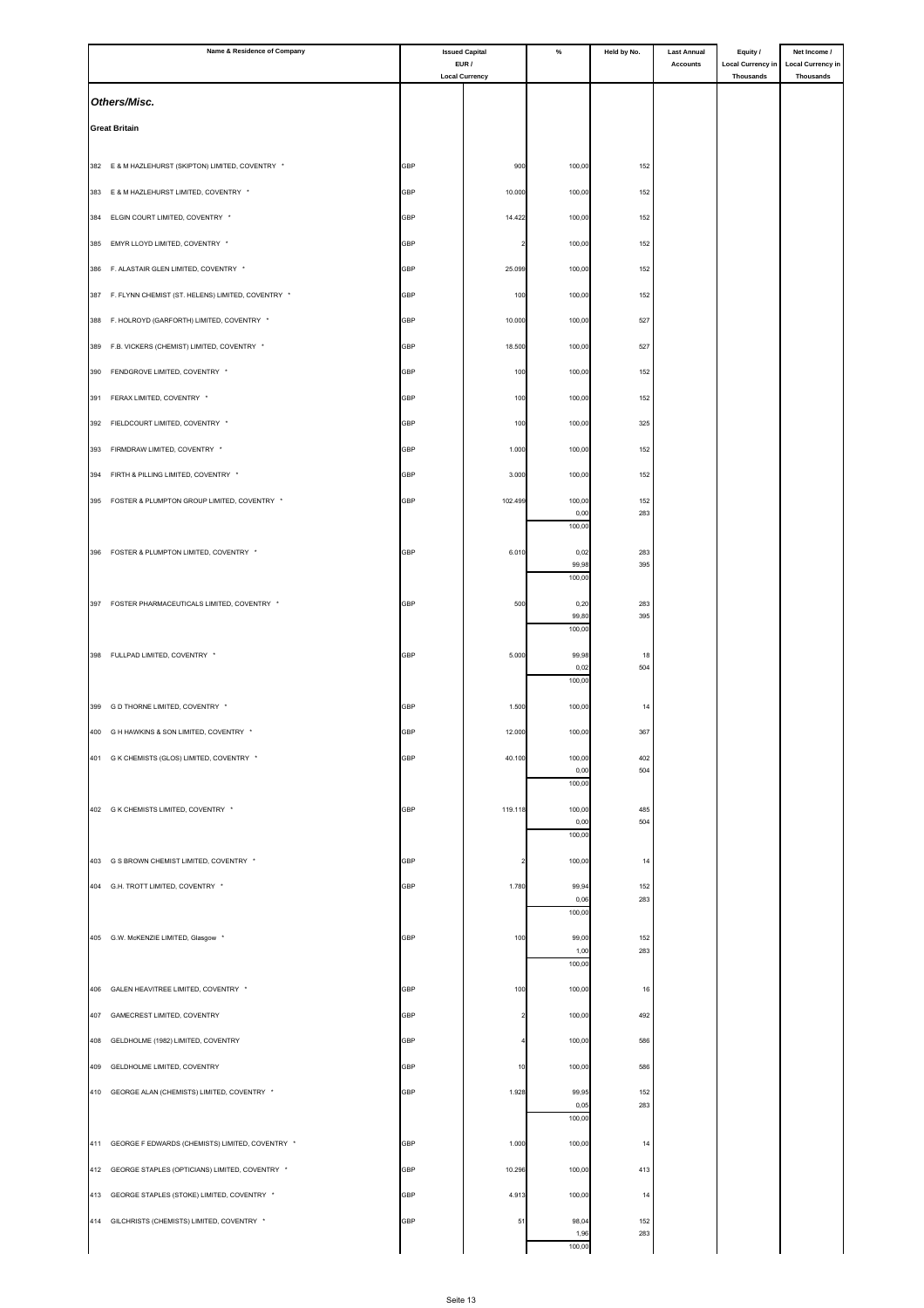| Name & Residence of Company | Issued Capital EUR / Local Currency | | % | Held by No. | Last Annual Accounts | Equity / Local Currency in Thousands | Net Income / Local Currency in Thousands |
|---|---|---|---|---|---|---|---|
| ***Others/Misc.*** | | | | | | | |
| **Great Britain** | | | | | | | |
| 382 E & M HAZLEHURST (SKIPTON) LIMITED, COVENTRY * | GBP | 900 | 100,00 | 152 | | | |
| 383 E & M HAZLEHURST LIMITED, COVENTRY * | GBP | 10.000 | 100,00 | 152 | | | |
| 384 ELGIN COURT LIMITED, COVENTRY * | GBP | 14.422 | 100,00 | 152 | | | |
| 385 EMYR LLOYD LIMITED, COVENTRY * | GBP | 2 | 100,00 | 152 | | | |
| 386 F. ALASTAIR GLEN LIMITED, COVENTRY * | GBP | 25.099 | 100,00 | 152 | | | |
| 387 F. FLYNN CHEMIST (ST. HELENS) LIMITED, COVENTRY * | GBP | 100 | 100,00 | 152 | | | |
| 388 F. HOLROYD (GARFORTH) LIMITED, COVENTRY * | GBP | 10.000 | 100,00 | 527 | | | |
| 389 F.B. VICKERS (CHEMIST) LIMITED, COVENTRY * | GBP | 18.500 | 100,00 | 527 | | | |
| 390 FENDGROVE LIMITED, COVENTRY * | GBP | 100 | 100,00 | 152 | | | |
| 391 FERAX LIMITED, COVENTRY * | GBP | 100 | 100,00 | 152 | | | |
| 392 FIELDCOURT LIMITED, COVENTRY * | GBP | 100 | 100,00 | 325 | | | |
| 393 FIRMDRAW LIMITED, COVENTRY * | GBP | 1.000 | 100,00 | 152 | | | |
| 394 FIRTH & PILLING LIMITED, COVENTRY * | GBP | 3.000 | 100,00 | 152 | | | |
| 395 FOSTER & PLUMPTON GROUP LIMITED, COVENTRY * | GBP | 102.499 | 100,00 | 152 | | | |
| | | | 0,00 | 283 | | | |
| | | | 100,00 | | | | |
| 396 FOSTER & PLUMPTON LIMITED, COVENTRY * | GBP | 6.010 | 0,02 | 283 | | | |
| | | | 99,98 | 395 | | | |
| | | | 100,00 | | | | |
| 397 FOSTER PHARMACEUTICALS LIMITED, COVENTRY * | GBP | 500 | 0,20 | 283 | | | |
| | | | 99,80 | 395 | | | |
| | | | 100,00 | | | | |
| 398 FULLPAD LIMITED, COVENTRY * | GBP | 5.000 | 99,98 | 18 | | | |
| | | | 0,02 | 504 | | | |
| | | | 100,00 | | | | |
| 399 G D THORNE LIMITED, COVENTRY * | GBP | 1.500 | 100,00 | 14 | | | |
| 400 G H HAWKINS & SON LIMITED, COVENTRY * | GBP | 12.000 | 100,00 | 367 | | | |
| 401 G K CHEMISTS (GLOS) LIMITED, COVENTRY * | GBP | 40.100 | 100,00 | 402 | | | |
| | | | 0,00 | 504 | | | |
| | | | 100,00 | | | | |
| 402 G K CHEMISTS LIMITED, COVENTRY * | GBP | 119.118 | 100,00 | 485 | | | |
| | | | 0,00 | 504 | | | |
| | | | 100,00 | | | | |
| 403 G S BROWN CHEMIST LIMITED, COVENTRY * | GBP | 2 | 100,00 | 14 | | | |
| 404 G.H. TROTT LIMITED, COVENTRY * | GBP | 1.780 | 99,94 | 152 | | | |
| | | | 0,06 | 283 | | | |
| | | | 100,00 | | | | |
| 405 G.W. McKENZIE LIMITED, Glasgow * | GBP | 100 | 99,00 | 152 | | | |
| | | | 1,00 | 283 | | | |
| | | | 100,00 | | | | |
| 406 GALEN HEAVITREE LIMITED, COVENTRY * | GBP | 100 | 100,00 | 16 | | | |
| 407 GAMECREST LIMITED, COVENTRY | GBP | 2 | 100,00 | 492 | | | |
| 408 GELDHOLME (1982) LIMITED, COVENTRY | GBP | 4 | 100,00 | 586 | | | |
| 409 GELDHOLME LIMITED, COVENTRY | GBP | 10 | 100,00 | 586 | | | |
| 410 GEORGE ALAN (CHEMISTS) LIMITED, COVENTRY * | GBP | 1.928 | 99,95 | 152 | | | |
| | | | 0,05 | 283 | | | |
| | | | 100,00 | | | | |
| 411 GEORGE F EDWARDS (CHEMISTS) LIMITED, COVENTRY * | GBP | 1.000 | 100,00 | 14 | | | |
| 412 GEORGE STAPLES (OPTICIANS) LIMITED, COVENTRY * | GBP | 10.296 | 100,00 | 413 | | | |
| 413 GEORGE STAPLES (STOKE) LIMITED, COVENTRY * | GBP | 4.913 | 100,00 | 14 | | | |
| 414 GILCHRISTS (CHEMISTS) LIMITED, COVENTRY * | GBP | 51 | 98,04 | 152 | | | |
| | | | 1,96 | 283 | | | |
| | | | 100,00 | | | | |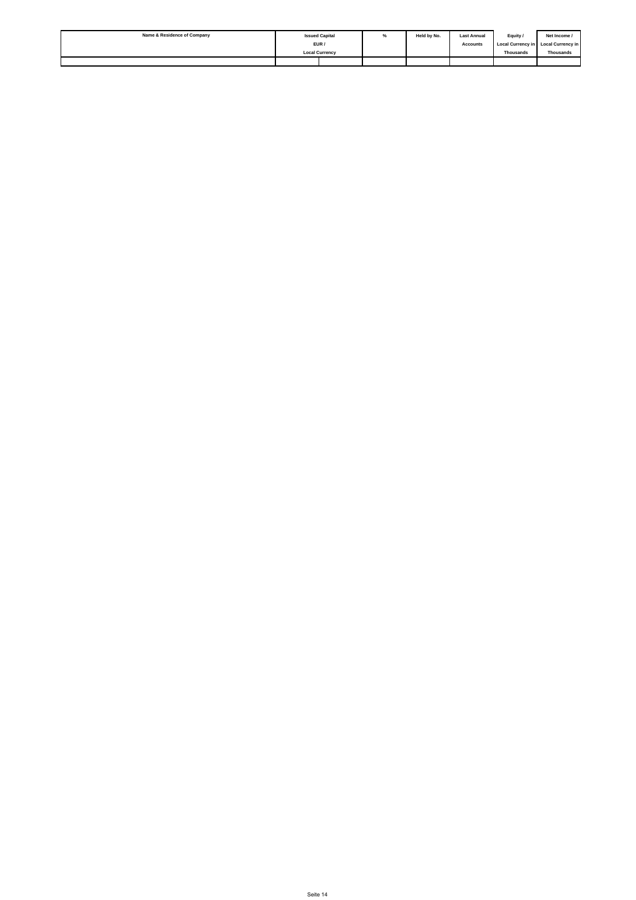| Name & Residence of Company | Issued Capital EUR / Local Currency | | % | Held by No. | Last Annual Accounts | Equity / Local Currency in Thousands | Net Income / Local Currency in Thousands |
|---|---|---|---|---|---|---|---|
| | | | | | | | |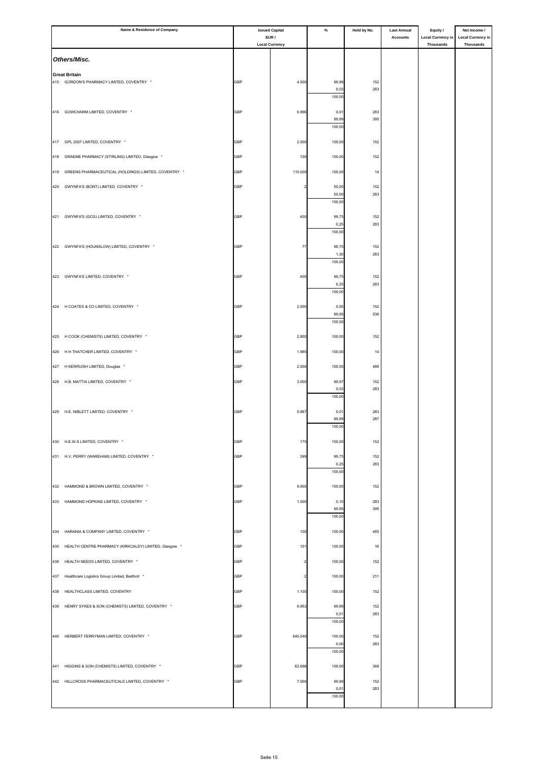| Name & Residence of Company | Issued Capital EUR / Local Currency | | % | Held by No. | Last Annual Accounts | Equity / Local Currency in Thousands | Net Income / Local Currency in Thousands |
|---|---|---|---|---|---|---|---|
| ***Others/Misc.*** | | | | | | | |
| **Great Britain** | | | | | | | |
| 415 GORDON'S PHARMACY LIMITED, COVENTRY * | GBP | 4.000 | 99,98 | 152 | | | |
| | | | 0,03 | 283 | | | |
| | | | 100,00 | | | | |
| 416 GOWCHARM LIMITED, COVENTRY * | GBP | 6.996 | 0,01 | 283 | | | |
| | | | 99,99 | 395 | | | |
| | | | 100,00 | | | | |
| 417 GPL 2007 LIMITED, COVENTRY * | GBP | 2.000 | 100,00 | 152 | | | |
| 418 GRAEME PHARMACY (STIRLING) LIMITED, Glasgow * | GBP | 100 | 100,00 | 152 | | | |
| 419 GREENS PHARMACEUTICAL (HOLDINGS) LIMITED, COVENTRY * | GBP | 110.000 | 100,00 | 14 | | | |
| 420 GWYNFA'S (BONT) LIMITED, COVENTRY * | GBP | 2 | 50,00 | 152 | | | |
| | | | 50,00 | 283 | | | |
| | | | 100,00 | | | | |
| 421 GWYNFA'S (GCG) LIMITED, COVENTRY * | GBP | 400 | 99,75 | 152 | | | |
| | | | 0,25 | 283 | | | |
| | | | 100,00 | | | | |
| 422 GWYNFA'S (HOUNSLOW) LIMITED, COVENTRY * | GBP | 77 | 98,70 | 152 | | | |
| | | | 1,30 | 283 | | | |
| | | | 100,00 | | | | |
| 423 GWYNFA'S LIMITED, COVENTRY * | GBP | 400 | 99,75 | 152 | | | |
| | | | 0,25 | 283 | | | |
| | | | 100,00 | | | | |
| 424 H COATES & CO LIMITED, COVENTRY * | GBP | 2.000 | 0,05 | 152 | | | |
| | | | 99,95 | 536 | | | |
| | | | 100,00 | | | | |
| 425 H COOK (CHEMISTS) LIMITED, COVENTRY * | GBP | 2.800 | 100,00 | 152 | | | |
| 426 H H THATCHER LIMITED, COVENTRY * | GBP | 1.985 | 100,00 | 14 | | | |
| 427 H KERRUISH LIMITED, Douglas * | GBP | 2.000 | 100,00 | 488 | | | |
| 428 H.B. MATTIA LIMITED, COVENTRY * | GBP | 3.000 | 99,97 | 152 | | | |
| | | | 0,03 | 283 | | | |
| | | | 100,00 | | | | |
| 429 H.E. NIBLETT LIMITED, COVENTRY * | GBP | 9.887 | 0,01 | 283 | | | |
| | | | 99,99 | 287 | | | |
| | | | 100,00 | | | | |
| 430 H.E.W.S LIMITED, COVENTRY * | GBP | 175 | 100,00 | 152 | | | |
| 431 H.V. PERRY (WAREHAM) LIMITED, COVENTRY * | GBP | 399 | 99,75 | 152 | | | |
| | | | 0,25 | 283 | | | |
| | | | 100,00 | | | | |
| 432 HAMMOND & BROWN LIMITED, COVENTRY * | GBP | 9.000 | 100,00 | 152 | | | |
| 433 HAMMOND HOPKINS LIMITED, COVENTRY * | GBP | 1.000 | 0,10 | 283 | | | |
| | | | 99,90 | 395 | | | |
| | | | 100,00 | | | | |
| 434 HARANIA & COMPANY LIMITED, COVENTRY * | GBP | 100 | 100,00 | 485 | | | |
| 435 HEALTH CENTRE PHARMACY (KIRKCALDY) LIMITED, Glasgow * | GBP | 101 | 100,00 | 16 | | | |
| 436 HEALTH NEEDS LIMITED, COVENTRY * | GBP | 2 | 100,00 | 152 | | | |
| 437 Healthcare Logistics Group Limited, Bedford * | GBP | 2 | 100,00 | 211 | | | |
| 438 HEALTHCLASS LIMITED, COVENTRY | GBP | 1.100 | 100,00 | 152 | | | |
| 439 HENRY SYKES & SON (CHEMISTS) LIMITED, COVENTRY * | GBP | 6.953 | 99,99 | 152 | | | |
| | | | 0,01 | 283 | | | |
| | | | 100,00 | | | | |
| 440 HERBERT FERRYMAN LIMITED, COVENTRY * | GBP | 645.040 | 100,00 | 152 | | | |
| | | | 0,00 | 283 | | | |
| | | | 100,00 | | | | |
| 441 HIGGINS & SON (CHEMISTS) LIMITED, COVENTRY * | GBP | 62.688 | 100,00 | 368 | | | |
| 442 HILLCROSS PHARMACEUTICALS LIMITED, COVENTRY * | GBP | 7.000 | 99,99 | 152 | | | |
| | | | 0,01 | 283 | | | |
| | | | 100,00 | | | | |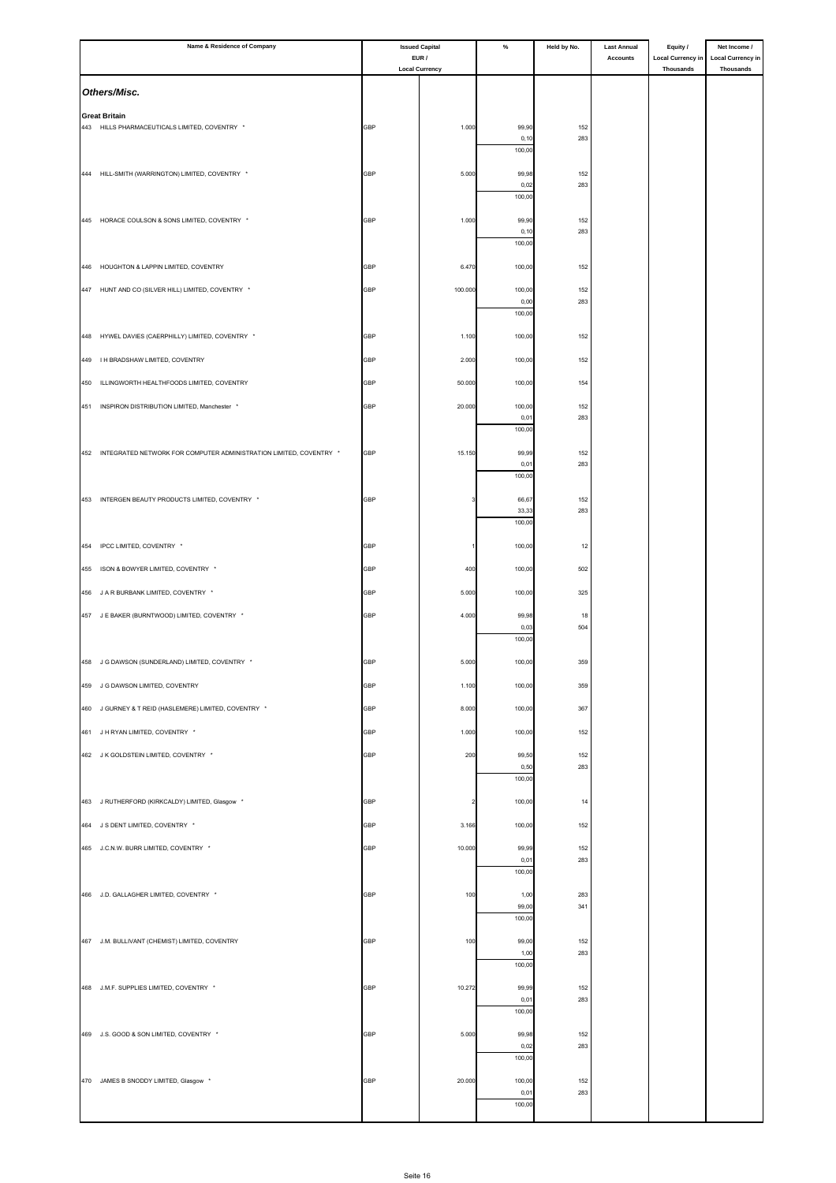| Name & Residence of Company | Issued Capital EUR / Local Currency | | % | Held by No. | Last Annual Accounts | Equity / Local Currency in Thousands | Net Income / Local Currency in Thousands |
|---|---|---|---|---|---|---|---|
| ***Others/Misc.*** | | | | | | | |
| **Great Britain** | | | | | | | |
| 443 HILLS PHARMACEUTICALS LIMITED, COVENTRY * | GBP | 1.000 | 99,90 | 152 | | | |
| | | | 0,10 | 283 | | | |
| | | | 100,00 | | | | |
| 444 HILL-SMITH (WARRINGTON) LIMITED, COVENTRY * | GBP | 5.000 | 99,98 | 152 | | | |
| | | | 0,02 | 283 | | | |
| | | | 100,00 | | | | |
| 445 HORACE COULSON & SONS LIMITED, COVENTRY * | GBP | 1.000 | 99,90 | 152 | | | |
| | | | 0,10 | 283 | | | |
| | | | 100,00 | | | | |
| 446 HOUGHTON & LAPPIN LIMITED, COVENTRY | GBP | 6.470 | 100,00 | 152 | | | |
| 447 HUNT AND CO (SILVER HILL) LIMITED, COVENTRY * | GBP | 100.000 | 100,00 | 152 | | | |
| | | | 0,00 | 283 | | | |
| | | | 100,00 | | | | |
| 448 HYWEL DAVIES (CAERPHILLY) LIMITED, COVENTRY * | GBP | 1.100 | 100,00 | 152 | | | |
| 449 I H BRADSHAW LIMITED, COVENTRY | GBP | 2.000 | 100,00 | 152 | | | |
| 450 ILLINGWORTH HEALTHFOODS LIMITED, COVENTRY | GBP | 50.000 | 100,00 | 154 | | | |
| 451 INSPIRON DISTRIBUTION LIMITED, Manchester * | GBP | 20.000 | 100,00 | 152 | | | |
| | | | 0,01 | 283 | | | |
| | | | 100,00 | | | | |
| 452 INTEGRATED NETWORK FOR COMPUTER ADMINISTRATION LIMITED, COVENTRY * | GBP | 15.150 | 99,99 | 152 | | | |
| | | | 0,01 | 283 | | | |
| | | | 100,00 | | | | |
| 453 INTERGEN BEAUTY PRODUCTS LIMITED, COVENTRY * | GBP | 3 | 66,67 | 152 | | | |
| | | | 33,33 | 283 | | | |
| | | | 100,00 | | | | |
| 454 IPCC LIMITED, COVENTRY * | GBP | 1 | 100,00 | 12 | | | |
| 455 ISON & BOWYER LIMITED, COVENTRY * | GBP | 400 | 100,00 | 502 | | | |
| 456 J A R BURBANK LIMITED, COVENTRY * | GBP | 5.000 | 100,00 | 325 | | | |
| 457 J E BAKER (BURNTWOOD) LIMITED, COVENTRY * | GBP | 4.000 | 99,98 | 18 | | | |
| | | | 0,03 | 504 | | | |
| | | | 100,00 | | | | |
| 458 J G DAWSON (SUNDERLAND) LIMITED, COVENTRY * | GBP | 5.000 | 100,00 | 359 | | | |
| 459 J G DAWSON LIMITED, COVENTRY | GBP | 1.100 | 100,00 | 359 | | | |
| 460 J GURNEY & T REID (HASLEMERE) LIMITED, COVENTRY * | GBP | 8.000 | 100,00 | 367 | | | |
| 461 J H RYAN LIMITED, COVENTRY * | GBP | 1.000 | 100,00 | 152 | | | |
| 462 J K GOLDSTEIN LIMITED, COVENTRY * | GBP | 200 | 99,50 | 152 | | | |
| | | | 0,50 | 283 | | | |
| | | | 100,00 | | | | |
| 463 J RUTHERFORD (KIRKCALDY) LIMITED, Glasgow * | GBP | 2 | 100,00 | 14 | | | |
| 464 J S DENT LIMITED, COVENTRY * | GBP | 3.166 | 100,00 | 152 | | | |
| 465 J.C.N.W. BURR LIMITED, COVENTRY * | GBP | 10.000 | 99,99 | 152 | | | |
| | | | 0,01 | 283 | | | |
| | | | 100,00 | | | | |
| 466 J.D. GALLAGHER LIMITED, COVENTRY * | GBP | 100 | 1,00 | 283 | | | |
| | | | 99,00 | 341 | | | |
| | | | 100,00 | | | | |
| 467 J.M. BULLIVANT (CHEMIST) LIMITED, COVENTRY | GBP | 100 | 99,00 | 152 | | | |
| | | | 1,00 | 283 | | | |
| | | | 100,00 | | | | |
| 468 J.M.F. SUPPLIES LIMITED, COVENTRY * | GBP | 10.272 | 99,99 | 152 | | | |
| | | | 0,01 | 283 | | | |
| | | | 100,00 | | | | |
| 469 J.S. GOOD & SON LIMITED, COVENTRY * | GBP | 5.000 | 99,98 | 152 | | | |
| | | | 0,02 | 283 | | | |
| | | | 100,00 | | | | |
| 470 JAMES B SNODDY LIMITED, Glasgow * | GBP | 20.000 | 100,00 | 152 | | | |
| | | | 0,01 | 283 | | | |
| | | | 100,00 | | | | |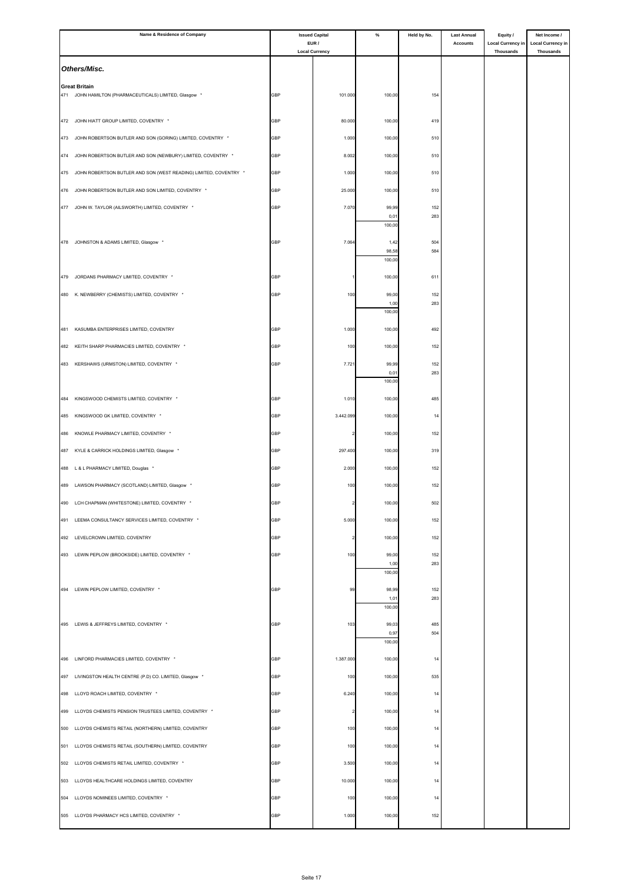| Name & Residence of Company | Issued Capital EUR / Local Currency | | % | Held by No. | Last Annual Accounts | Equity / Local Currency in Thousands | Net Income / Local Currency in Thousands |
|---|---|---|---|---|---|---|---|
| ***Others/Misc.*** | | | | | | | |
| **Great Britain** | | | | | | | |
| 471 JOHN HAMILTON (PHARMACEUTICALS) LIMITED, Glasgow * | GBP | 101.000 | 100,00 | 154 | | | |
| 472 JOHN HIATT GROUP LIMITED, COVENTRY * | GBP | 80.000 | 100,00 | 419 | | | |
| 473 JOHN ROBERTSON BUTLER AND SON (GORING) LIMITED, COVENTRY * | GBP | 1.000 | 100,00 | 510 | | | |
| 474 JOHN ROBERTSON BUTLER AND SON (NEWBURY) LIMITED, COVENTRY * | GBP | 8.002 | 100,00 | 510 | | | |
| 475 JOHN ROBERTSON BUTLER AND SON (WEST READING) LIMITED, COVENTRY * | GBP | 1.000 | 100,00 | 510 | | | |
| 476 JOHN ROBERTSON BUTLER AND SON LIMITED, COVENTRY * | GBP | 25.000 | 100,00 | 510 | | | |
| 477 JOHN W. TAYLOR (AILSWORTH) LIMITED, COVENTRY * | GBP | 7.070 | 99,99 | 152 | | | |
| | | | 0,01 | 283 | | | |
| | | | 100,00 | | | | |
| 478 JOHNSTON & ADAMS LIMITED, Glasgow * | GBP | 7.064 | 1,42 | 504 | | | |
| | | | 98,58 | 584 | | | |
| | | | 100,00 | | | | |
| 479 JORDANS PHARMACY LIMITED, COVENTRY * | GBP | 1 | 100,00 | 611 | | | |
| 480 K. NEWBERRY (CHEMISTS) LIMITED, COVENTRY * | GBP | 100 | 99,00 | 152 | | | |
| | | | 1,00 | 283 | | | |
| | | | 100,00 | | | | |
| 481 KASUMBA ENTERPRISES LIMITED, COVENTRY | GBP | 1.000 | 100,00 | 492 | | | |
| 482 KEITH SHARP PHARMACIES LIMITED, COVENTRY * | GBP | 100 | 100,00 | 152 | | | |
| 483 KERSHAWS (URMSTON) LIMITED, COVENTRY * | GBP | 7.721 | 99,99 | 152 | | | |
| | | | 0,01 | 283 | | | |
| | | | 100,00 | | | | |
| 484 KINGSWOOD CHEMISTS LIMITED, COVENTRY * | GBP | 1.010 | 100,00 | 485 | | | |
| 485 KINGSWOOD GK LIMITED, COVENTRY * | GBP | 3.442.099 | 100,00 | 14 | | | |
| 486 KNOWLE PHARMACY LIMITED, COVENTRY * | GBP | 2 | 100,00 | 152 | | | |
| 487 KYLE & CARRICK HOLDINGS LIMITED, Glasgow * | GBP | 297.400 | 100,00 | 319 | | | |
| 488 L & L PHARMACY LIMITED, Douglas * | GBP | 2.000 | 100,00 | 152 | | | |
| 489 LAWSON PHARMACY (SCOTLAND) LIMITED, Glasgow * | GBP | 100 | 100,00 | 152 | | | |
| 490 LCH CHAPMAN (WHITESTONE) LIMITED, COVENTRY * | GBP | 2 | 100,00 | 502 | | | |
| 491 LEEMA CONSULTANCY SERVICES LIMITED, COVENTRY * | GBP | 5.000 | 100,00 | 152 | | | |
| 492 LEVELCROWN LIMITED, COVENTRY | GBP | 2 | 100,00 | 152 | | | |
| 493 LEWIN PEPLOW (BROOKSIDE) LIMITED, COVENTRY * | GBP | 100 | 99,00 | 152 | | | |
| | | | 1,00 | 283 | | | |
| | | | 100,00 | | | | |
| 494 LEWIN PEPLOW LIMITED, COVENTRY * | GBP | 99 | 98,99 | 152 | | | |
| | | | 1,01 | 283 | | | |
| | | | 100,00 | | | | |
| 495 LEWIS & JEFFREYS LIMITED, COVENTRY * | GBP | 103 | 99,03 | 485 | | | |
| | | | 0,97 | 504 | | | |
| | | | 100,00 | | | | |
| 496 LINFORD PHARMACIES LIMITED, COVENTRY * | GBP | 1.387.000 | 100,00 | 14 | | | |
| 497 LIVINGSTON HEALTH CENTRE (P.D) CO. LIMITED, Glasgow * | GBP | 100 | 100,00 | 535 | | | |
| 498 LLOYD ROACH LIMITED, COVENTRY * | GBP | 6.240 | 100,00 | 14 | | | |
| 499 LLOYDS CHEMISTS PENSION TRUSTEES LIMITED, COVENTRY * | GBP | 2 | 100,00 | 14 | | | |
| 500 LLOYDS CHEMISTS RETAIL (NORTHERN) LIMITED, COVENTRY | GBP | 100 | 100,00 | 14 | | | |
| 501 LLOYDS CHEMISTS RETAIL (SOUTHERN) LIMITED, COVENTRY | GBP | 100 | 100,00 | 14 | | | |
| 502 LLOYDS CHEMISTS RETAIL LIMITED, COVENTRY * | GBP | 3.500 | 100,00 | 14 | | | |
| 503 LLOYDS HEALTHCARE HOLDINGS LIMITED, COVENTRY | GBP | 10.000 | 100,00 | 14 | | | |
| 504 LLOYDS NOMINEES LIMITED, COVENTRY * | GBP | 100 | 100,00 | 14 | | | |
| 505 LLOYDS PHARMACY HCS LIMITED, COVENTRY * | GBP | 1.000 | 100,00 | 152 | | | |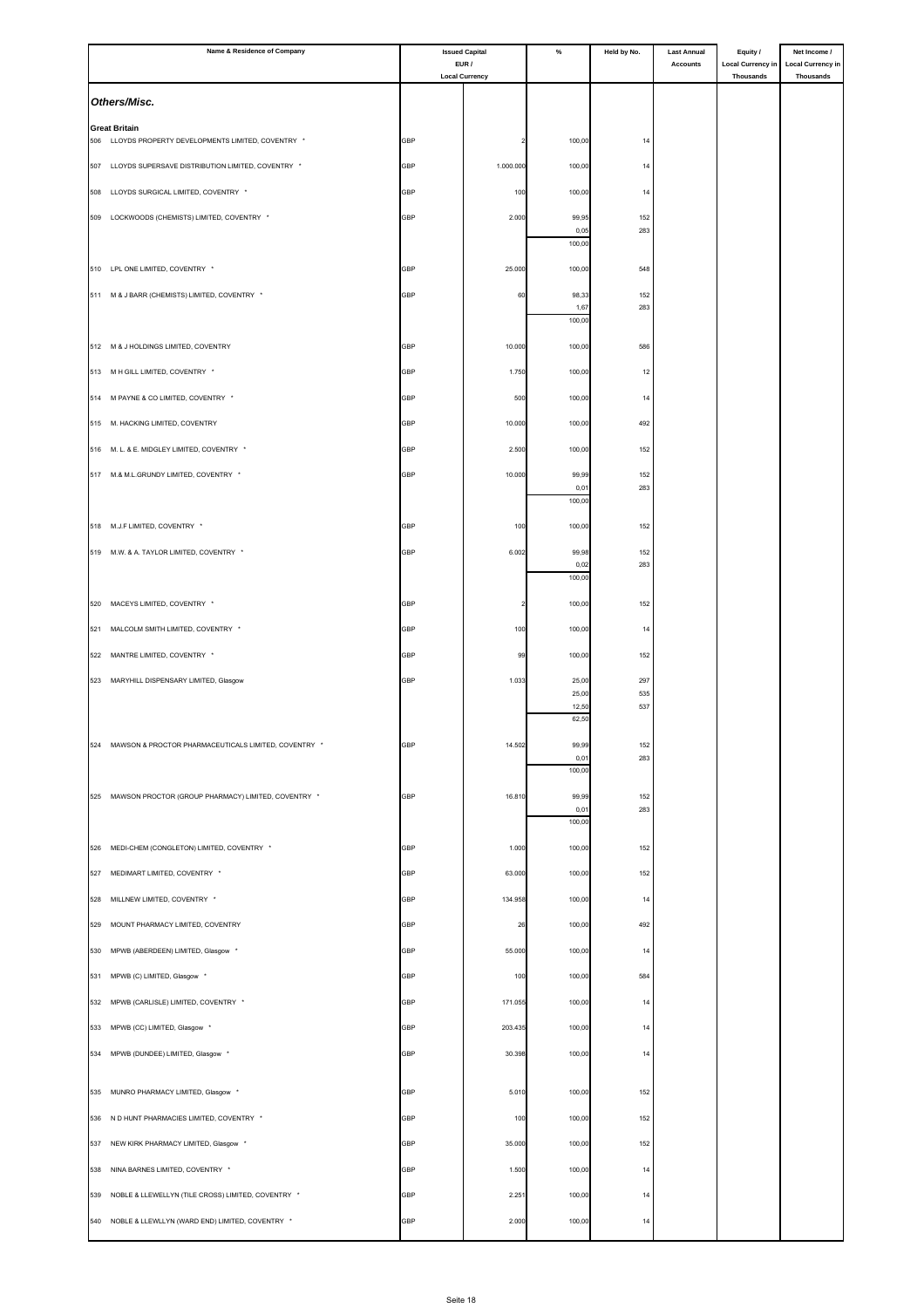| Name & Residence of Company | Issued Capital EUR / Local Currency | | % | Held by No. | Last Annual Accounts | Equity / Local Currency in Thousands | Net Income / Local Currency in Thousands |
|---|---|---|---|---|---|---|---|
| ***Others/Misc.*** | | | | | | | |
| **Great Britain** | | | | | | | |
| 506 LLOYDS PROPERTY DEVELOPMENTS LIMITED, COVENTRY * | GBP | 2 | 100,00 | 14 | | | |
| 507 LLOYDS SUPERSAVE DISTRIBUTION LIMITED, COVENTRY * | GBP | 1.000.000 | 100,00 | 14 | | | |
| 508 LLOYDS SURGICAL LIMITED, COVENTRY * | GBP | 100 | 100,00 | 14 | | | |
| 509 LOCKWOODS (CHEMISTS) LIMITED, COVENTRY * | GBP | 2.000 | 99,95 | 152 | | | |
| | | | 0,05 | 283 | | | |
| | | | 100,00 | | | | |
| 510 LPL ONE LIMITED, COVENTRY * | GBP | 25.000 | 100,00 | 548 | | | |
| 511 M & J BARR (CHEMISTS) LIMITED, COVENTRY * | GBP | 60 | 98,33 | 152 | | | |
| | | | 1,67 | 283 | | | |
| | | | 100,00 | | | | |
| 512 M & J HOLDINGS LIMITED, COVENTRY | GBP | 10.000 | 100,00 | 586 | | | |
| 513 M H GILL LIMITED, COVENTRY * | GBP | 1.750 | 100,00 | 12 | | | |
| 514 M PAYNE & CO LIMITED, COVENTRY * | GBP | 500 | 100,00 | 14 | | | |
| 515 M. HACKING LIMITED, COVENTRY | GBP | 10.000 | 100,00 | 492 | | | |
| 516 M. L. & E. MIDGLEY LIMITED, COVENTRY * | GBP | 2.500 | 100,00 | 152 | | | |
| 517 M.& M.L.GRUNDY LIMITED, COVENTRY * | GBP | 10.000 | 99,99 | 152 | | | |
| | | | 0,01 | 283 | | | |
| | | | 100,00 | | | | |
| 518 M.J.F LIMITED, COVENTRY * | GBP | 100 | 100,00 | 152 | | | |
| 519 M.W. & A. TAYLOR LIMITED, COVENTRY * | GBP | 6.002 | 99,98 | 152 | | | |
| | | | 0,02 | 283 | | | |
| | | | 100,00 | | | | |
| 520 MACEYS LIMITED, COVENTRY * | GBP | 2 | 100,00 | 152 | | | |
| 521 MALCOLM SMITH LIMITED, COVENTRY * | GBP | 100 | 100,00 | 14 | | | |
| 522 MANTRE LIMITED, COVENTRY * | GBP | 99 | 100,00 | 152 | | | |
| 523 MARYHILL DISPENSARY LIMITED, Glasgow | GBP | 1.033 | 25,00 | 297 | | | |
| | | | 25,00 | 535 | | | |
| | | | 12,50 | 537 | | | |
| | | | 62,50 | | | | |
| 524 MAWSON & PROCTOR PHARMACEUTICALS LIMITED, COVENTRY * | GBP | 14.502 | 99,99 | 152 | | | |
| | | | 0,01 | 283 | | | |
| | | | 100,00 | | | | |
| 525 MAWSON PROCTOR (GROUP PHARMACY) LIMITED, COVENTRY * | GBP | 16.810 | 99,99 | 152 | | | |
| | | | 0,01 | 283 | | | |
| | | | 100,00 | | | | |
| 526 MEDI-CHEM (CONGLETON) LIMITED, COVENTRY * | GBP | 1.000 | 100,00 | 152 | | | |
| 527 MEDIMART LIMITED, COVENTRY * | GBP | 63.000 | 100,00 | 152 | | | |
| 528 MILLNEW LIMITED, COVENTRY * | GBP | 134.958 | 100,00 | 14 | | | |
| 529 MOUNT PHARMACY LIMITED, COVENTRY | GBP | 26 | 100,00 | 492 | | | |
| 530 MPWB (ABERDEEN) LIMITED, Glasgow * | GBP | 55.000 | 100,00 | 14 | | | |
| 531 MPWB (C) LIMITED, Glasgow * | GBP | 100 | 100,00 | 584 | | | |
| 532 MPWB (CARLISLE) LIMITED, COVENTRY * | GBP | 171.055 | 100,00 | 14 | | | |
| 533 MPWB (CC) LIMITED, Glasgow * | GBP | 203.435 | 100,00 | 14 | | | |
| 534 MPWB (DUNDEE) LIMITED, Glasgow * | GBP | 30.398 | 100,00 | 14 | | | |
| 535 MUNRO PHARMACY LIMITED, Glasgow * | GBP | 5.010 | 100,00 | 152 | | | |
| 536 N D HUNT PHARMACIES LIMITED, COVENTRY * | GBP | 100 | 100,00 | 152 | | | |
| 537 NEW KIRK PHARMACY LIMITED, Glasgow * | GBP | 35.000 | 100,00 | 152 | | | |
| 538 NINA BARNES LIMITED, COVENTRY * | GBP | 1.500 | 100,00 | 14 | | | |
| 539 NOBLE & LLEWELLYN (TILE CROSS) LIMITED, COVENTRY * | GBP | 2.251 | 100,00 | 14 | | | |
| 540 NOBLE & LLEWLLYN (WARD END) LIMITED, COVENTRY * | GBP | 2.000 | 100,00 | 14 | | | |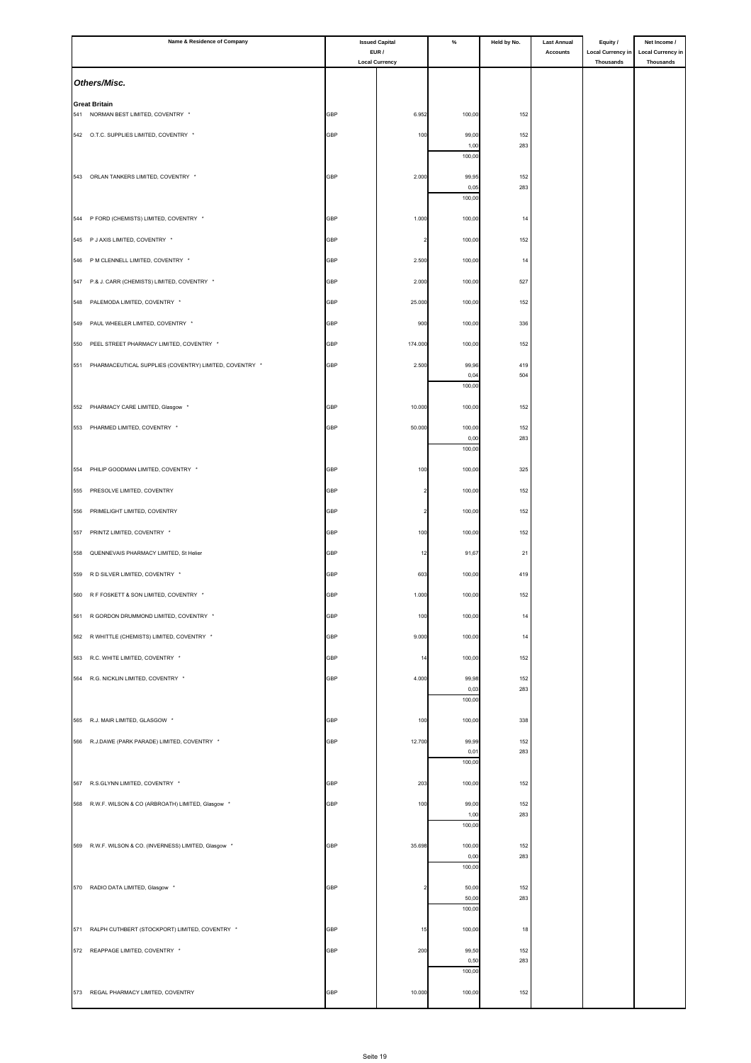| Name & Residence of Company | Issued Capital EUR / Local Currency | | % | Held by No. | Last Annual Accounts | Equity / Local Currency in Thousands | Net Income / Local Currency in Thousands |
|---|---|---|---|---|---|---|---|
| ***Others/Misc.*** | | | | | | | |
| **Great Britain** | | | | | | | |
| 541 NORMAN BEST LIMITED, COVENTRY * | GBP | 6.952 | 100,00 | 152 | | | |
| 542 O.T.C. SUPPLIES LIMITED, COVENTRY * | GBP | 100 | 99,00 | 152 | | | |
| | | | 1,00 | 283 | | | |
| | | | 100,00 | | | | |
| 543 ORLAN TANKERS LIMITED, COVENTRY * | GBP | 2.000 | 99,95 | 152 | | | |
| | | | 0,05 | 283 | | | |
| | | | 100,00 | | | | |
| 544 P FORD (CHEMISTS) LIMITED, COVENTRY * | GBP | 1.000 | 100,00 | 14 | | | |
| 545 P J AXIS LIMITED, COVENTRY * | GBP | 2 | 100,00 | 152 | | | |
| 546 P M CLENNELL LIMITED, COVENTRY * | GBP | 2.500 | 100,00 | 14 | | | |
| 547 P.& J. CARR (CHEMISTS) LIMITED, COVENTRY * | GBP | 2.000 | 100,00 | 527 | | | |
| 548 PALEMODA LIMITED, COVENTRY * | GBP | 25.000 | 100,00 | 152 | | | |
| 549 PAUL WHEELER LIMITED, COVENTRY * | GBP | 900 | 100,00 | 336 | | | |
| 550 PEEL STREET PHARMACY LIMITED, COVENTRY * | GBP | 174.000 | 100,00 | 152 | | | |
| 551 PHARMACEUTICAL SUPPLIES (COVENTRY) LIMITED, COVENTRY * | GBP | 2.500 | 99,96 | 419 | | | |
| | | | 0,04 | 504 | | | |
| | | | 100,00 | | | | |
| 552 PHARMACY CARE LIMITED, Glasgow * | GBP | 10.000 | 100,00 | 152 | | | |
| 553 PHARMED LIMITED, COVENTRY * | GBP | 50.000 | 100,00 | 152 | | | |
| | | | 0,00 | 283 | | | |
| | | | 100,00 | | | | |
| 554 PHILIP GOODMAN LIMITED, COVENTRY * | GBP | 100 | 100,00 | 325 | | | |
| 555 PRESOLVE LIMITED, COVENTRY | GBP | 2 | 100,00 | 152 | | | |
| 556 PRIMELIGHT LIMITED, COVENTRY | GBP | 2 | 100,00 | 152 | | | |
| 557 PRINTZ LIMITED, COVENTRY * | GBP | 100 | 100,00 | 152 | | | |
| 558 QUENNEVAIS PHARMACY LIMITED, St Helier | GBP | 12 | 91,67 | 21 | | | |
| 559 R D SILVER LIMITED, COVENTRY * | GBP | 603 | 100,00 | 419 | | | |
| 560 R F FOSKETT & SON LIMITED, COVENTRY * | GBP | 1.000 | 100,00 | 152 | | | |
| 561 R GORDON DRUMMOND LIMITED, COVENTRY * | GBP | 100 | 100,00 | 14 | | | |
| 562 R WHITTLE (CHEMISTS) LIMITED, COVENTRY * | GBP | 9.000 | 100,00 | 14 | | | |
| 563 R.C. WHITE LIMITED, COVENTRY * | GBP | 14 | 100,00 | 152 | | | |
| 564 R.G. NICKLIN LIMITED, COVENTRY * | GBP | 4.000 | 99,98 | 152 | | | |
| | | | 0,03 | 283 | | | |
| | | | 100,00 | | | | |
| 565 R.J. MAIR LIMITED, GLASGOW * | GBP | 100 | 100,00 | 338 | | | |
| 566 R.J.DAWE (PARK PARADE) LIMITED, COVENTRY * | GBP | 12.700 | 99,99 | 152 | | | |
| | | | 0,01 | 283 | | | |
| | | | 100,00 | | | | |
| 567 R.S.GLYNN LIMITED, COVENTRY * | GBP | 203 | 100,00 | 152 | | | |
| 568 R.W.F. WILSON & CO (ARBROATH) LIMITED, Glasgow * | GBP | 100 | 99,00 | 152 | | | |
| | | | 1,00 | 283 | | | |
| | | | 100,00 | | | | |
| 569 R.W.F. WILSON & CO. (INVERNESS) LIMITED, Glasgow * | GBP | 35.698 | 100,00 | 152 | | | |
| | | | 0,00 | 283 | | | |
| | | | 100,00 | | | | |
| 570 RADIO DATA LIMITED, Glasgow * | GBP | 2 | 50,00 | 152 | | | |
| | | | 50,00 | 283 | | | |
| | | | 100,00 | | | | |
| 571 RALPH CUTHBERT (STOCKPORT) LIMITED, COVENTRY * | GBP | 15 | 100,00 | 18 | | | |
| 572 REAPPAGE LIMITED, COVENTRY * | GBP | 200 | 99,50 | 152 | | | |
| | | | 0,50 | 283 | | | |
| | | | 100,00 | | | | |
| 573 REGAL PHARMACY LIMITED, COVENTRY | GBP | 10.000 | 100,00 | 152 | | | |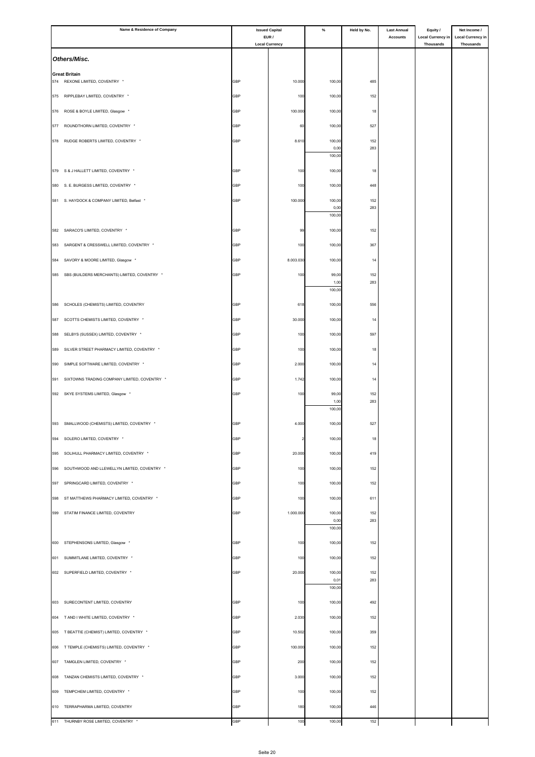| Name & Residence of Company | Issued Capital EUR / Local Currency | | % | Held by No. | Last Annual Accounts | Equity / Local Currency in Thousands | Net Income / Local Currency in Thousands |
|---|---|---|---|---|---|---|---|
| ***Others/Misc.*** | | | | | | | |
| **Great Britain** | | | | | | | |
| 574 REXONE LIMITED, COVENTRY * | GBP | 10.000 | 100,00 | 485 | | | |
| 575 RIPPLEBAY LIMITED, COVENTRY * | GBP | 100 | 100,00 | 152 | | | |
| 576 ROSE & BOYLE LIMITED, Glasgow * | GBP | 100.000 | 100,00 | 18 | | | |
| 577 ROUNDTHORN LIMITED, COVENTRY * | GBP | 60 | 100,00 | 527 | | | |
| 578 RUDGE ROBERTS LIMITED, COVENTRY * | GBP | 8.610 | 100,00 | 152 | | | |
| | | | 0,00 | 283 | | | |
| | | | 100,00 | | | | |
| 579 S & J HALLETT LIMITED, COVENTRY * | GBP | 100 | 100,00 | 18 | | | |
| 580 S. E. BURGESS LIMITED, COVENTRY * | GBP | 100 | 100,00 | 448 | | | |
| 581 S. HAYDOCK & COMPANY LIMITED, Belfast * | GBP | 100.000 | 100,00 | 152 | | | |
| | | | 0,00 | 283 | | | |
| | | | 100,00 | | | | |
| 582 SARACO'S LIMITED, COVENTRY * | GBP | 99 | 100,00 | 152 | | | |
| 583 SARGENT & CRESSWELL LIMITED, COVENTRY * | GBP | 100 | 100,00 | 367 | | | |
| 584 SAVORY & MOORE LIMITED, Glasgow * | GBP | 8.003.030 | 100,00 | 14 | | | |
| 585 SBS (BUILDERS MERCHANTS) LIMITED, COVENTRY * | GBP | 100 | 99,00 | 152 | | | |
| | | | 1,00 | 283 | | | |
| | | | 100,00 | | | | |
| 586 SCHOLES (CHEMISTS) LIMITED, COVENTRY | GBP | 618 | 100,00 | 556 | | | |
| 587 SCOTTS CHEMISTS LIMITED, COVENTRY * | GBP | 30.000 | 100,00 | 14 | | | |
| 588 SELBYS (SUSSEX) LIMITED, COVENTRY * | GBP | 100 | 100,00 | 597 | | | |
| 589 SILVER STREET PHARMACY LIMITED, COVENTRY * | GBP | 100 | 100,00 | 18 | | | |
| 590 SIMPLE SOFTWARE LIMITED, COVENTRY * | GBP | 2.000 | 100,00 | 14 | | | |
| 591 SIXTOWNS TRADING COMPANY LIMITED, COVENTRY * | GBP | 1.742 | 100,00 | 14 | | | |
| 592 SKYE SYSTEMS LIMITED, Glasgow * | GBP | 100 | 99,00 | 152 | | | |
| | | | 1,00 | 283 | | | |
| | | | 100,00 | | | | |
| 593 SMALLWOOD (CHEMISTS) LIMITED, COVENTRY * | GBP | 4.000 | 100,00 | 527 | | | |
| 594 SOLERO LIMITED, COVENTRY * | GBP | 2 | 100,00 | 18 | | | |
| 595 SOLIHULL PHARMACY LIMITED, COVENTRY * | GBP | 20.000 | 100,00 | 419 | | | |
| 596 SOUTHWOOD AND LLEWELLYN LIMITED, COVENTRY * | GBP | 100 | 100,00 | 152 | | | |
| 597 SPRINGCARD LIMITED, COVENTRY * | GBP | 100 | 100,00 | 152 | | | |
| 598 ST MATTHEWS PHARMACY LIMITED, COVENTRY * | GBP | 100 | 100,00 | 611 | | | |
| 599 STATIM FINANCE LIMITED, COVENTRY | GBP | 1.000.000 | 100,00 | 152 | | | |
| | | | 0,00 | 283 | | | |
| | | | 100,00 | | | | |
| 600 STEPHENSONS LIMITED, Glasgow * | GBP | 100 | 100,00 | 152 | | | |
| 601 SUMMITLANE LIMITED, COVENTRY * | GBP | 100 | 100,00 | 152 | | | |
| 602 SUPERFIELD LIMITED, COVENTRY * | GBP | 20.000 | 100,00 | 152 | | | |
| | | | 0,01 | 283 | | | |
| | | | 100,00 | | | | |
| 603 SURECONTENT LIMITED, COVENTRY | GBP | 100 | 100,00 | 492 | | | |
| 604 T AND I WHITE LIMITED, COVENTRY * | GBP | 2.030 | 100,00 | 152 | | | |
| 605 T BEATTIE (CHEMIST) LIMITED, COVENTRY * | GBP | 10.502 | 100,00 | 359 | | | |
| 606 T TEMPLE (CHEMISTS) LIMITED, COVENTRY * | GBP | 100.000 | 100,00 | 152 | | | |
| 607 TAMGLEN LIMITED, COVENTRY * | GBP | 200 | 100,00 | 152 | | | |
| 608 TANZAN CHEMISTS LIMITED, COVENTRY * | GBP | 3.000 | 100,00 | 152 | | | |
| 609 TEMPCHEM LIMITED, COVENTRY * | GBP | 100 | 100,00 | 152 | | | |
| 610 TERRAPHARMA LIMITED, COVENTRY | GBP | 180 | 100,00 | 446 | | | |
| 611 THURNBY ROSE LIMITED, COVENTRY * | GBP | 100 | 100,00 | 152 | | | |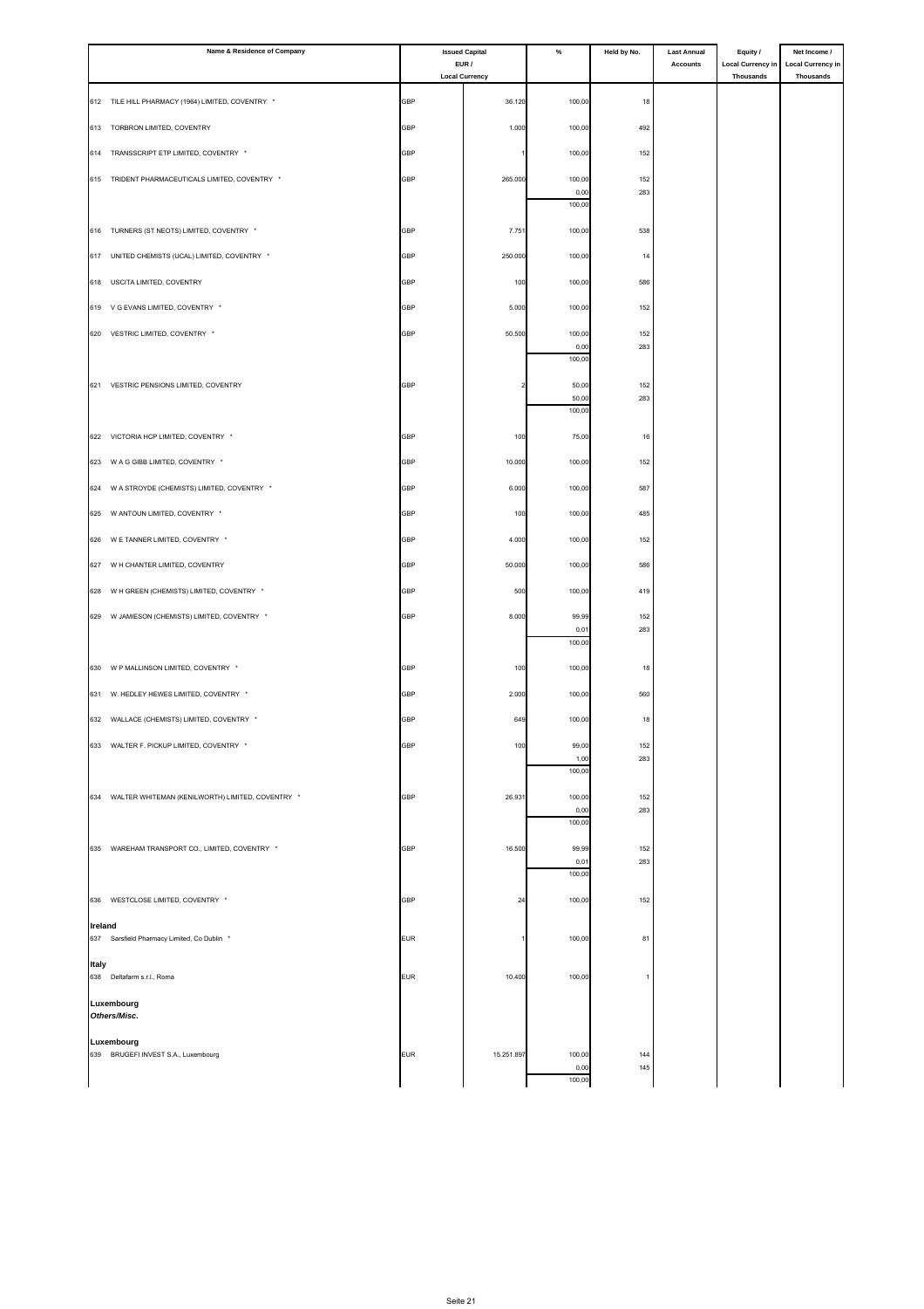| Name & Residence of Company | Issued Capital EUR / Local Currency | | % | Held by No. | Last Annual Accounts | Equity / Local Currency in Thousands | Net Income / Local Currency in Thousands |
|---|---|---|---|---|---|---|---|
| 612 TILE HILL PHARMACY (1964) LIMITED, COVENTRY * | GBP | 36.120 | 100,00 | 18 | | | |
| 613 TORBRON LIMITED, COVENTRY | GBP | 1.000 | 100,00 | 492 | | | |
| 614 TRANSSCRIPT ETP LIMITED, COVENTRY * | GBP | 1 | 100,00 | 152 | | | |
| 615 TRIDENT PHARMACEUTICALS LIMITED, COVENTRY * | GBP | 265.000 | 100,00 | 152 | | | |
| | | | 0,00 | 283 | | | |
| | | | 100,00 | | | | |
| 616 TURNERS (ST NEOTS) LIMITED, COVENTRY * | GBP | 7.751 | 100,00 | 538 | | | |
| 617 UNITED CHEMISTS (UCAL) LIMITED, COVENTRY * | GBP | 250.000 | 100,00 | 14 | | | |
| 618 USCITA LIMITED, COVENTRY | GBP | 100 | 100,00 | 586 | | | |
| 619 V G EVANS LIMITED, COVENTRY * | GBP | 5.000 | 100,00 | 152 | | | |
| 620 VESTRIC LIMITED, COVENTRY * | GBP | 50.500 | 100,00 | 152 | | | |
| | | | 0,00 | 283 | | | |
| | | | 100,00 | | | | |
| 621 VESTRIC PENSIONS LIMITED, COVENTRY | GBP | 2 | 50,00 | 152 | | | |
| | | | 50,00 | 283 | | | |
| | | | 100,00 | | | | |
| 622 VICTORIA HCP LIMITED, COVENTRY * | GBP | 100 | 75,00 | 16 | | | |
| 623 W A G GIBB LIMITED, COVENTRY * | GBP | 10.000 | 100,00 | 152 | | | |
| 624 W A STROYDE (CHEMISTS) LIMITED, COVENTRY * | GBP | 6.000 | 100,00 | 587 | | | |
| 625 W ANTOUN LIMITED, COVENTRY * | GBP | 100 | 100,00 | 485 | | | |
| 626 W E TANNER LIMITED, COVENTRY * | GBP | 4.000 | 100,00 | 152 | | | |
| 627 W H CHANTER LIMITED, COVENTRY | GBP | 50.000 | 100,00 | 586 | | | |
| 628 W H GREEN (CHEMISTS) LIMITED, COVENTRY * | GBP | 500 | 100,00 | 419 | | | |
| 629 W JAMIESON (CHEMISTS) LIMITED, COVENTRY * | GBP | 8.000 | 99,99 | 152 | | | |
| | | | 0,01 | 283 | | | |
| | | | 100,00 | | | | |
| 630 W P MALLINSON LIMITED, COVENTRY * | GBP | 100 | 100,00 | 18 | | | |
| 631 W. HEDLEY HEWES LIMITED, COVENTRY * | GBP | 2.000 | 100,00 | 560 | | | |
| 632 WALLACE (CHEMISTS) LIMITED, COVENTRY * | GBP | 649 | 100,00 | 18 | | | |
| 633 WALTER F. PICKUP LIMITED, COVENTRY * | GBP | 100 | 99,00 | 152 | | | |
| | | | 1,00 | 283 | | | |
| | | | 100,00 | | | | |
| 634 WALTER WHITEMAN (KENILWORTH) LIMITED, COVENTRY * | GBP | 26.931 | 100,00 | 152 | | | |
| | | | 0,00 | 283 | | | |
| | | | 100,00 | | | | |
| 635 WAREHAM TRANSPORT CO., LIMITED, COVENTRY * | GBP | 16.500 | 99,99 | 152 | | | |
| | | | 0,01 | 283 | | | |
| | | | 100,00 | | | | |
| 636 WESTCLOSE LIMITED, COVENTRY * | GBP | 24 | 100,00 | 152 | | | |
| **Ireland** | | | | | | | |
| 637 Sarsfield Pharmacy Limited, Co Dublin * | EUR | 1 | 100,00 | 81 | | | |
| **Italy** | | | | | | | |
| 638 Deltafarm s.r.l., Roma | EUR | 10.400 | 100,00 | 1 | | | |
| **Luxembourg** | | | | | | | |
| ***Others/Misc.*** | | | | | | | |
| **Luxembourg** | | | | | | | |
| 639 BRUGEFI INVEST S.A., Luxembourg | EUR | 15.251.897 | 100,00 | 144 | | | |
| | | | 0,00 | 145 | | | |
| | | | 100,00 | | | | |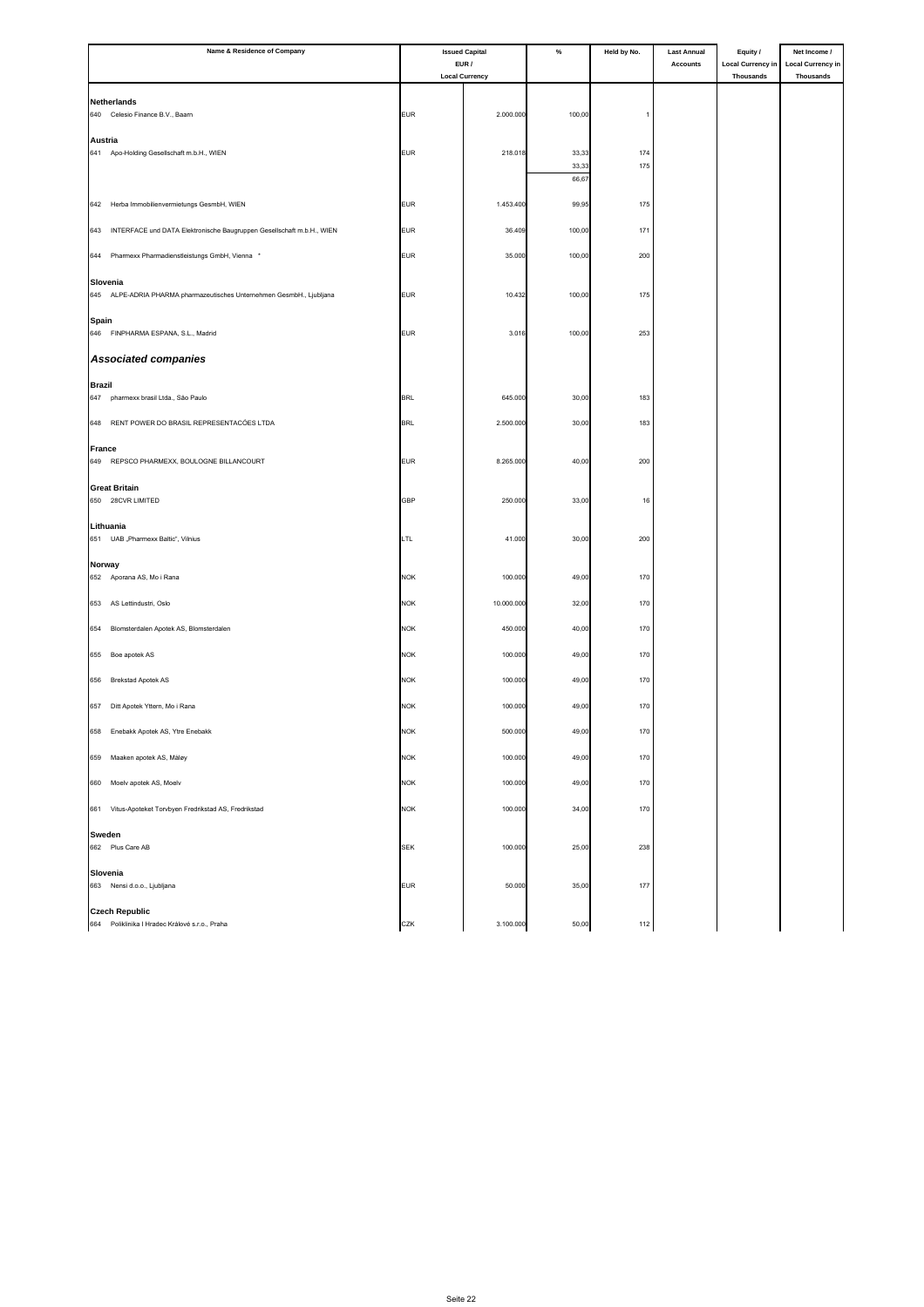| Name & Residence of Company | Issued Capital EUR / Local Currency | | % | Held by No. | Last Annual Accounts | Equity / Local Currency in Thousands | Net Income / Local Currency in Thousands |
|---|---|---|---|---|---|---|---|
| **Netherlands** | | | | | | | |
| 640 Celesio Finance B.V., Baarn | EUR | 2.000.000 | 100,00 | 1 | | | |
| **Austria** | | | | | | | |
| 641 Apo-Holding Gesellschaft m.b.H., WIEN | EUR | 218.018 | 33,33 | 174 | | | |
| | | | 33,33 | 175 | | | |
| | | | 66,67 | | | | |
| 642 Herba Immobilienvermietungs GesmbH, WIEN | EUR | 1.453.400 | 99,95 | 175 | | | |
| 643 INTERFACE und DATA Elektronische Baugruppen Gesellschaft m.b.H., WIEN | EUR | 36.409 | 100,00 | 171 | | | |
| 644 Pharmexx Pharmadienstleistungs GmbH, Vienna * | EUR | 35.000 | 100,00 | 200 | | | |
| **Slovenia** | | | | | | | |
| 645 ALPE-ADRIA PHARMA pharmazeutisches Unternehmen GesmbH., Ljubljana | EUR | 10.432 | 100,00 | 175 | | | |
| **Spain** | | | | | | | |
| 646 FINPHARMA ESPANA, S.L., Madrid | EUR | 3.016 | 100,00 | 253 | | | |
| ***Associated companies*** | | | | | | | |
| **Brazil** | | | | | | | |
| 647 pharmexx brasil Ltda., São Paulo | BRL | 645.000 | 30,00 | 183 | | | |
| 648 RENT POWER DO BRASIL REPRESENTACÓES LTDA | BRL | 2.500.000 | 30,00 | 183 | | | |
| **France** | | | | | | | |
| 649 REPSCO PHARMEXX, BOULOGNE BILLANCOURT | EUR | 8.265.000 | 40,00 | 200 | | | |
| **Great Britain** | | | | | | | |
| 650 28CVR LIMITED | GBP | 250.000 | 33,00 | 16 | | | |
| **Lithuania** | | | | | | | |
| 651 UAB „Pharmexx Baltic", Vilnius | LTL | 41.000 | 30,00 | 200 | | | |
| **Norway** | | | | | | | |
| 652 Aporana AS, Mo i Rana | NOK | 100.000 | 49,00 | 170 | | | |
| 653 AS Lettindustri, Oslo | NOK | 10.000.000 | 32,00 | 170 | | | |
| 654 Blomsterdalen Apotek AS, Blomsterdalen | NOK | 450.000 | 40,00 | 170 | | | |
| 655 Boe apotek AS | NOK | 100.000 | 49,00 | 170 | | | |
| 656 Brekstad Apotek AS | NOK | 100.000 | 49,00 | 170 | | | |
| 657 Ditt Apotek Yttern, Mo i Rana | NOK | 100.000 | 49,00 | 170 | | | |
| 658 Enebakk Apotek AS, Ytre Enebakk | NOK | 500.000 | 49,00 | 170 | | | |
| 659 Maaken apotek AS, Måløy | NOK | 100.000 | 49,00 | 170 | | | |
| 660 Moelv apotek AS, Moelv | NOK | 100.000 | 49,00 | 170 | | | |
| 661 Vitus-Apoteket Torvbyen Fredrikstad AS, Fredrikstad | NOK | 100.000 | 34,00 | 170 | | | |
| **Sweden** | | | | | | | |
| 662 Plus Care AB | SEK | 100.000 | 25,00 | 238 | | | |
| **Slovenia** | | | | | | | |
| 663 Nensi d.o.o., Ljubljana | EUR | 50.000 | 35,00 | 177 | | | |
| **Czech Republic** | | | | | | | |
| 664 Poliklinika I Hradec Králové s.r.o., Praha | CZK | 3.100.000 | 50,00 | 112 | | | |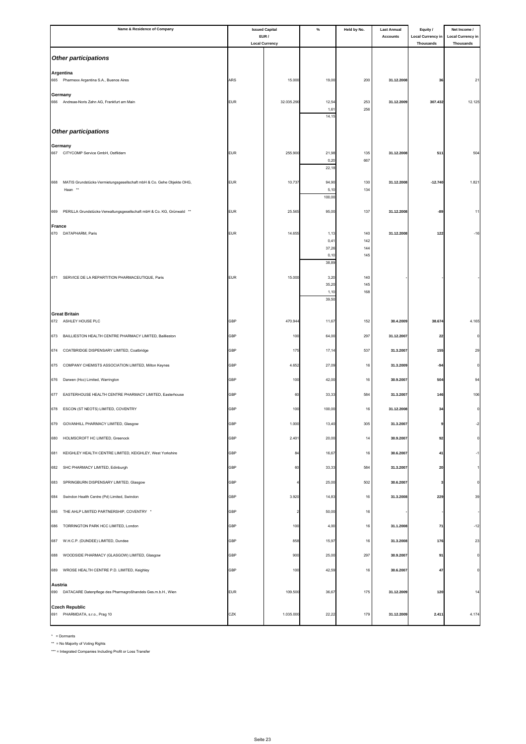| Name & Residence of Company | Issued Capital EUR / Local Currency | | % | Held by No. | Last Annual Accounts | Equity / Local Currency in Thousands | Net Income / Local Currency in Thousands |
|---|---|---|---|---|---|---|---|
| ***Other participations*** | | | | | | | |
| **Argentina** | | | | | | | |
| 665 Pharmexx Argentina S.A., Buenos Aires | ARS | 15.000 | 19,00 | 200 | 31.12.2008 | 36 | 21 |
| **Germany** | | | | | | | |
| 666 Andreae-Noris Zahn AG, Frankfurt am Main | EUR | 32.035.290 | 12,54 | 253 | 31.12.2009 | 307.432 | 12.125 |
| | | | 1,61 | 256 | | | |
| | | | 14,15 | | | | |
| ***Other participations*** | | | | | | | |
| **Germany** | | | | | | | |
| 667 CITYCOMP Service GmbH, Ostfildern | EUR | 255.900 | 21,98 | 135 | 31.12.2008 | 511 | 504 |
| | | | 0,20 | 667 | | | |
| | | | 22,18 | | | | |
| 668 MATIS Grundstücks-Vermietungsgesellschaft mbH & Co. Gehe Objekte OHG, Haan ** | EUR | 10.737 | 94,90 | 130 | 31.12.2008 | -12.740 | 1.821 |
| | | | 5,10 | 134 | | | |
| | | | 100,00 | | | | |
| 669 PERILLA Grundstücks-Verwaltungsgesellschaft mbH & Co. KG, Grünwald ** | EUR | 25.565 | 95,00 | 137 | 31.12.2008 | -89 | 11 |
| **France** | | | | | | | |
| 670 DATAPHARM, Paris | EUR | 14.655 | 1,13 | 140 | 31.12.2008 | 122 | -16 |
| | | | 0,41 | 142 | | | |
| | | | 37,26 | 144 | | | |
| | | | 0,10 | 145 | | | |
| | | | 38,89 | | | | |
| 671 SERVICE DE LA REPARTITION PHARMACEUTIQUE, Paris | EUR | 15.000 | 3,20 | 140 | - | - | - |
| | | | 35,20 | 145 | | | |
| | | | 1,10 | 168 | | | |
| | | | 39,50 | | | | |
| **Great Britain** | | | | | | | |
| 672 ASHLEY HOUSE PLC | GBP | 470.944 | 11,67 | 152 | 30.4.2009 | 38.674 | 4.165 |
| 673 BAILLIESTON HEALTH CENTRE PHARMACY LIMITED, Baillieston | GBP | 100 | 64,00 | 297 | 31.12.2007 | 22 | 0 |
| 674 COATBRIDGE DISPENSARY LIMITED, Coatbridge | GBP | 175 | 17,14 | 537 | 31.3.2007 | 155 | 29 |
| 675 COMPANY CHEMISTS ASSOCIATION LIMITED, Milton Keynes | GBP | 4.652 | 27,09 | 16 | 31.3.2009 | -94 | 0 |
| 676 Darwen (Hcc) Limited, Warrington | GBP | 100 | 42,00 | 16 | 30.9.2007 | 504 | 94 |
| 677 EASTERHOUSE HEALTH CENTRE PHARMACY LIMITED, Easterhouse | GBP | 60 | 33,33 | 584 | 31.3.2007 | 146 | 106 |
| 678 ESCON (ST NEOTS) LIMITED, COVENTRY | GBP | 100 | 100,00 | 16 | 31.12.2008 | 34 | 0 |
| 679 GOVANHILL PHARMACY LIMITED, Glasgow | GBP | 1.000 | 13,40 | 305 | 31.3.2007 | 9 | -2 |
| 680 HOLMSCROFT HC LIMITED, Greenock | GBP | 2.401 | 20,00 | 14 | 30.9.2007 | 92 | 0 |
| 681 KEIGHLEY HEALTH CENTRE LIMITED, KEIGHLEY, West Yorkshire | GBP | 84 | 16,67 | 16 | 30.6.2007 | 41 | -1 |
| 682 SHC PHARMACY LIMITED, Edinburgh | GBP | 60 | 33,33 | 584 | 31.3.2007 | 20 | 1 |
| 683 SPRINGBURN DISPENSARY LIMITED, Glasgow | GBP | 4 | 25,00 | 502 | 30.6.2007 | 3 | 0 |
| 684 Swindon Health Centre (Pd) Limited, Swindon | GBP | 3.920 | 14,83 | 16 | 31.3.2008 | 229 | 39 |
| 685 THE AHLP LIMITED PARTNERSHIP, COVENTRY * | GBP | 2 | 50,00 | 16 | - | - | - |
| 686 TORRINGTON PARK HCC LIMITED, London | GBP | 100 | 4,00 | 16 | 31.1.2008 | 71 | -12 |
| 687 W.H.C.P. (DUNDEE) LIMITED, Dundee | GBP | 858 | 15,97 | 16 | 31.3.2008 | 176 | 23 |
| 688 WOODSIDE PHARMACY (GLASGOW) LIMITED, Glasgow | GBP | 900 | 25,00 | 297 | 30.9.2007 | 91 | 0 |
| 689 WROSE HEALTH CENTRE P.D. LIMITED, Keighley | GBP | 100 | 42,59 | 16 | 30.6.2007 | 47 | 0 |
| **Austria** | | | | | | | |
| 690 DATACARE Datenpflege des Pharmagroßhandels Ges.m.b.H., Wien | EUR | 109.500 | 36,67 | 175 | 31.12.2009 | 120 | 14 |
| **Czech Republic** | | | | | | | |
| 691 PHARMDATA, s.r.o., Prag 10 | CZK | 1.035.000 | 22,22 | 179 | 31.12.2009 | 2.411 | 4.174 |

\* = Dormants

** = No Majority of Voting Rights

*** = Integrated Companies Including Profit or Loss Transfer